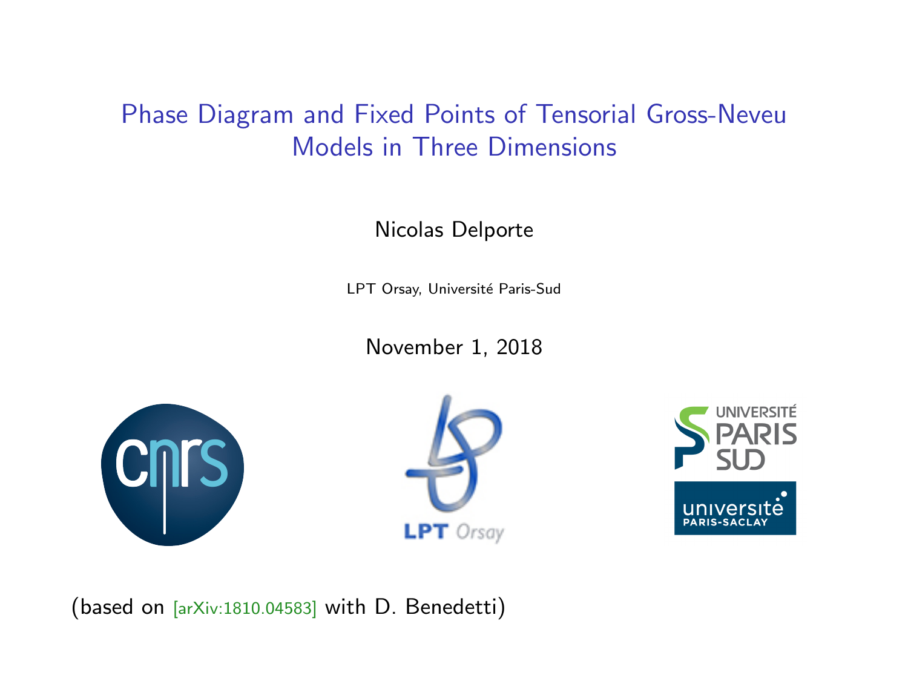# Phase Diagram and Fixed Points of Tensorial Gross-Neveu Models in Three Dimensions

Nicolas Delporte

LPT Orsay, Université Paris-Sud

November 1, 2018

(based on [arXiv:1810.04583] with D. Benedetti)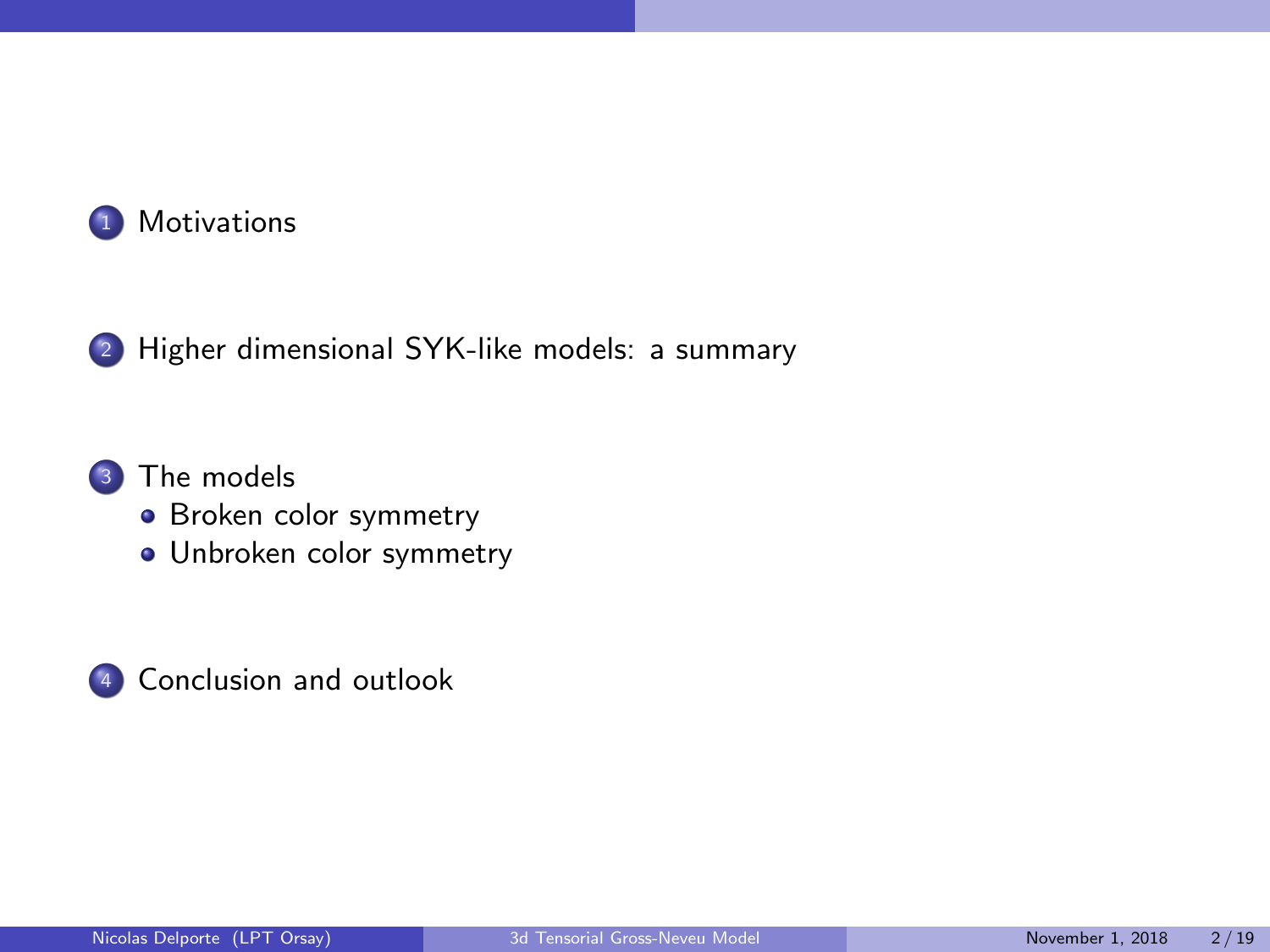1. Motivations

2. Higher dimensional SYK-like models: a summary

3. The models
    - Broken color symmetry
    - Unbroken color symmetry

4. Conclusion and outlook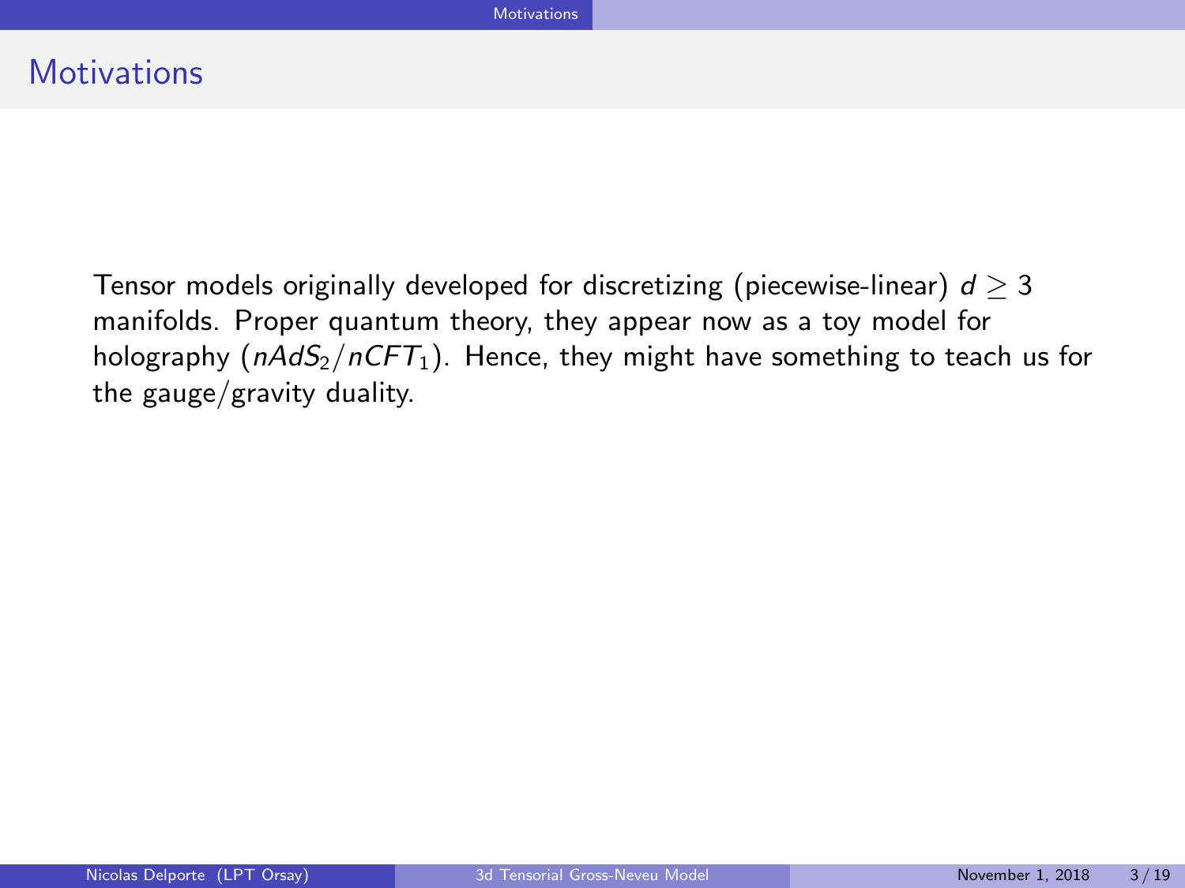# Motivations

Tensor models originally developed for discretizing (piecewise-linear) $d \geq 3$ manifolds. Proper quantum theory, they appear now as a toy model for holography ($nAdS_2/nCFT_1$). Hence, they might have something to teach us for the gauge/gravity duality.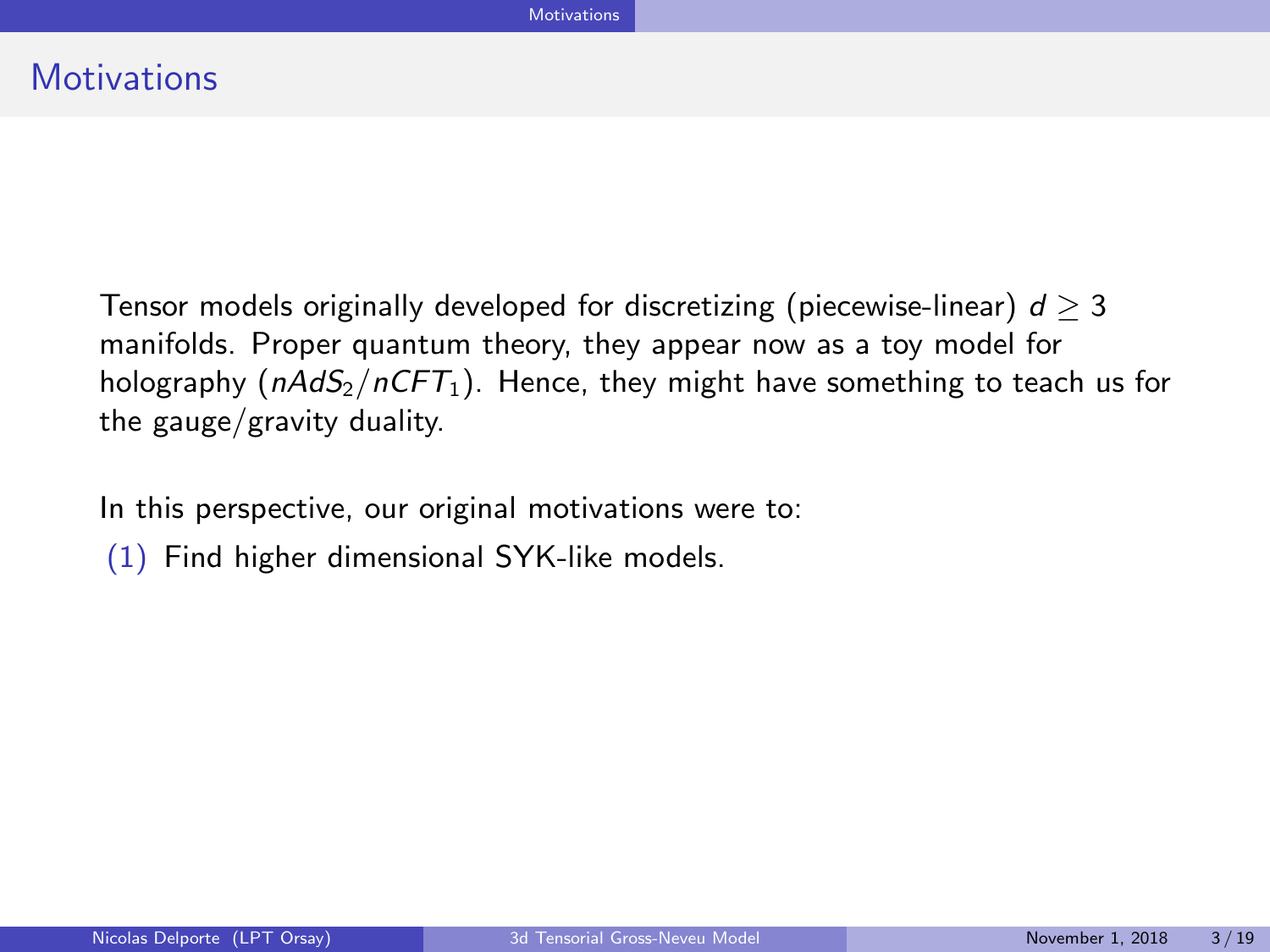# Motivations

Tensor models originally developed for discretizing (piecewise-linear) $d \geq 3$ manifolds. Proper quantum theory, they appear now as a toy model for holography ($nAdS_2/nCFT_1$). Hence, they might have something to teach us for the gauge/gravity duality.

In this perspective, our original motivations were to:

(1) Find higher dimensional SYK-like models.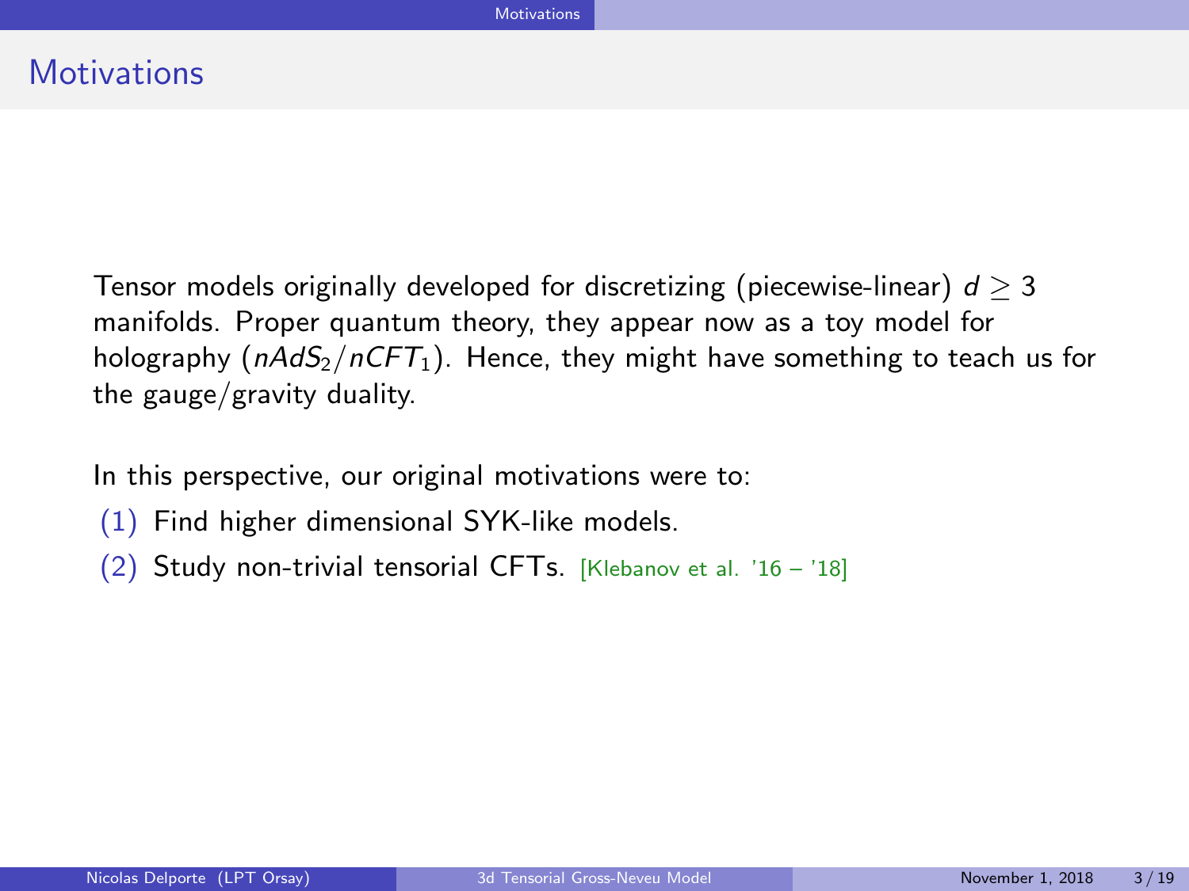# Motivations

Tensor models originally developed for discretizing (piecewise-linear) $d \geq 3$ manifolds. Proper quantum theory, they appear now as a toy model for holography ($nAdS_2/nCFT_1$). Hence, they might have something to teach us for the gauge/gravity duality.

In this perspective, our original motivations were to:

(1) Find higher dimensional SYK-like models.

(2) Study non-trivial tensorial CFTs. [Klebanov et al. '16 – '18]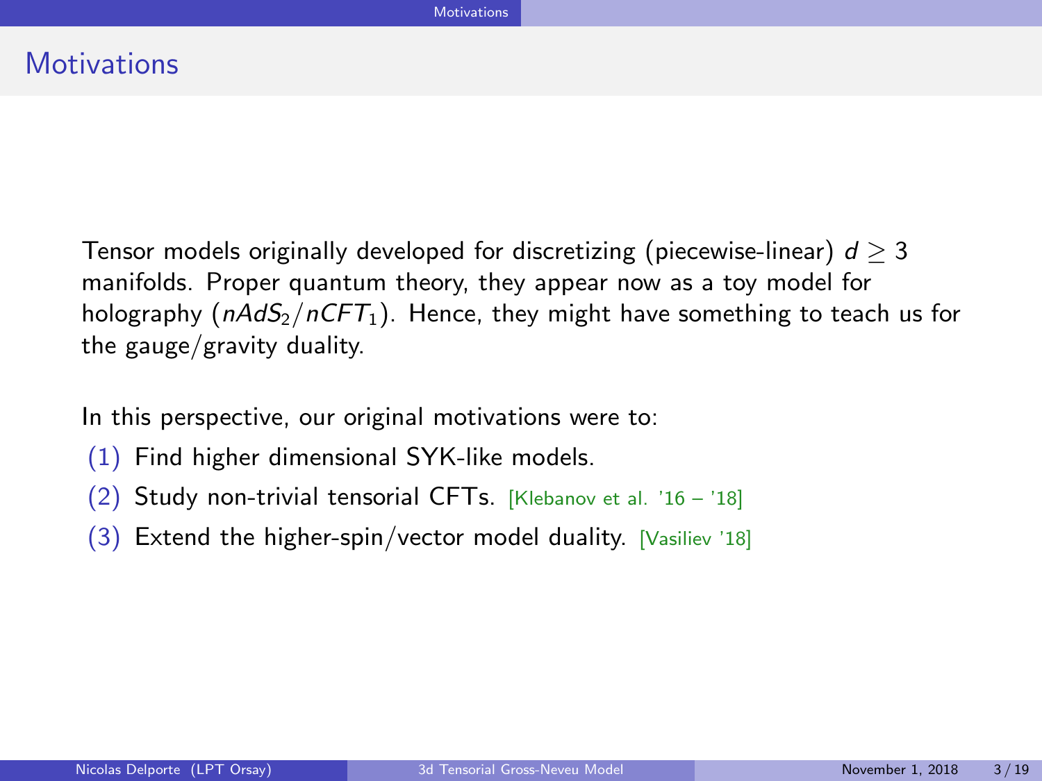# Motivations

Tensor models originally developed for discretizing (piecewise-linear) $d \geq 3$ manifolds. Proper quantum theory, they appear now as a toy model for holography ($nAdS_2/nCFT_1$). Hence, they might have something to teach us for the gauge/gravity duality.

In this perspective, our original motivations were to:

(1) Find higher dimensional SYK-like models.

(2) Study non-trivial tensorial CFTs. [Klebanov et al. '16 – '18]

(3) Extend the higher-spin/vector model duality. [Vasiliev '18]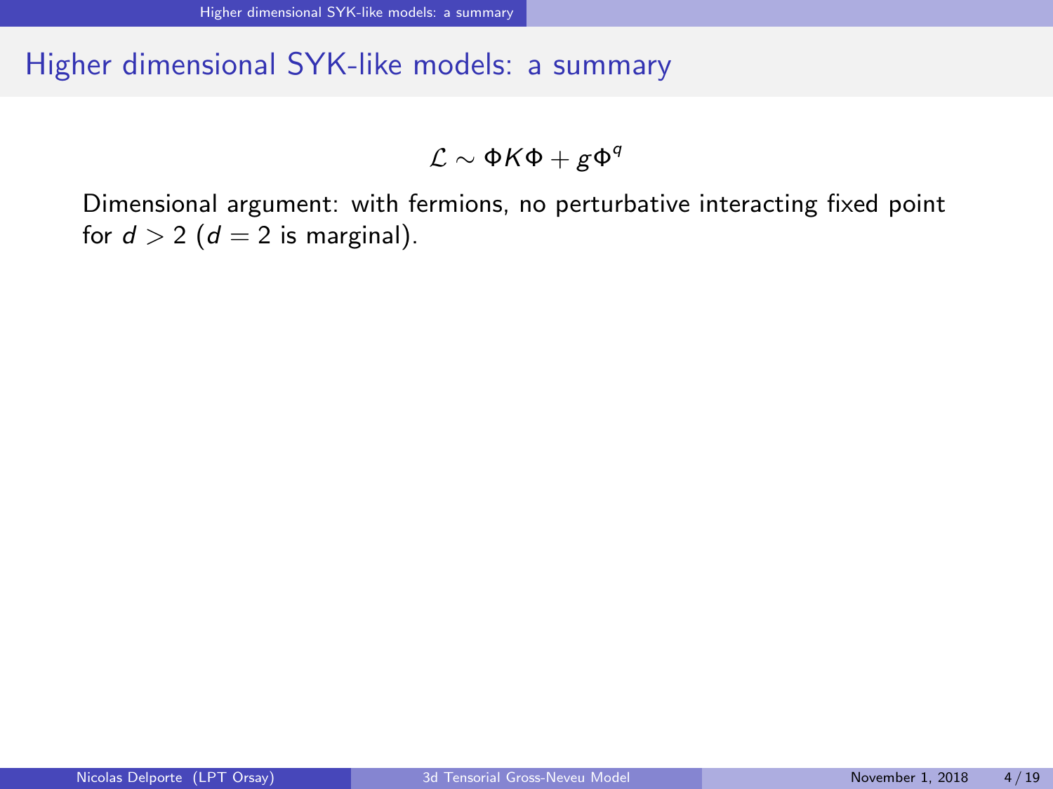## Higher dimensional SYK-like models: a summary

$$\mathcal{L} \sim \Phi K \Phi + g\Phi^q$$

Dimensional argument: with fermions, no perturbative interacting fixed point for $d > 2$ ($d = 2$ is marginal).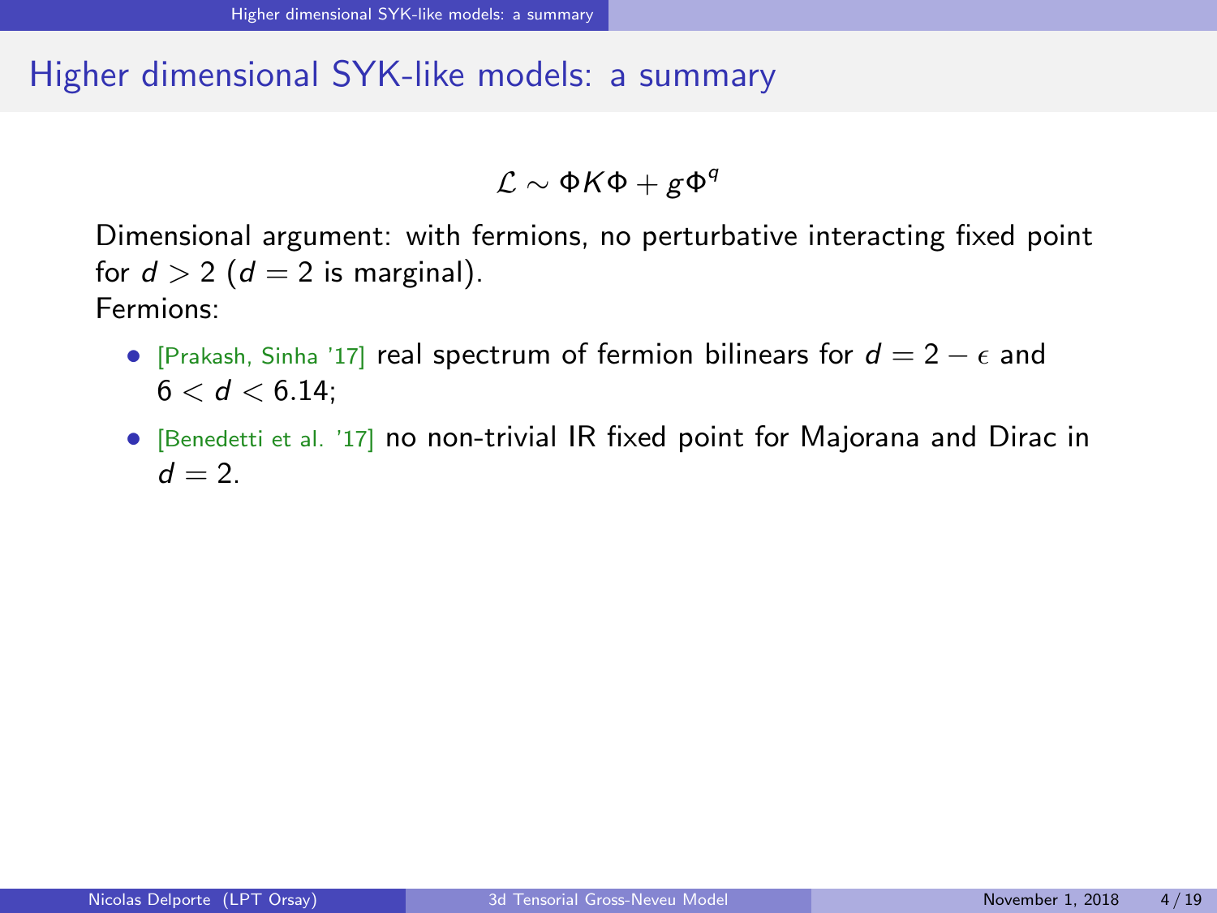# Higher dimensional SYK-like models: a summary

$$\mathcal{L} \sim \Phi K \Phi + g\Phi^q$$

Dimensional argument: with fermions, no perturbative interacting fixed point for $d > 2$ ($d = 2$ is marginal).

Fermions:

- [Prakash, Sinha '17] real spectrum of fermion bilinears for $d = 2 - \epsilon$ and $6 < d < 6.14$;
- [Benedetti et al. '17] no non-trivial IR fixed point for Majorana and Dirac in $d = 2$.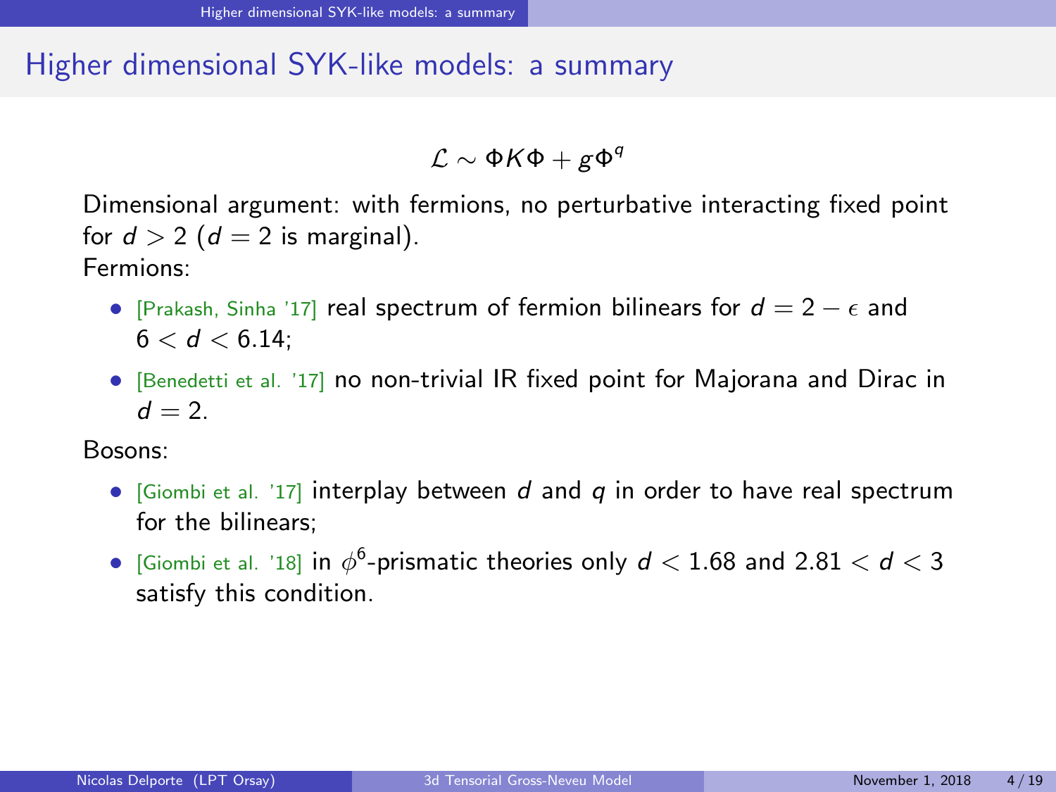# Higher dimensional SYK-like models: a summary

$$\mathcal{L} \sim \Phi K \Phi + g\Phi^q$$

Dimensional argument: with fermions, no perturbative interacting fixed point for $d > 2$ ($d = 2$ is marginal).

Fermions:

- [Prakash, Sinha '17] real spectrum of fermion bilinears for $d = 2 - \epsilon$ and $6 < d < 6.14$;
- [Benedetti et al. '17] no non-trivial IR fixed point for Majorana and Dirac in $d = 2$.

Bosons:

- [Giombi et al. '17] interplay between $d$ and $q$ in order to have real spectrum for the bilinears;
- [Giombi et al. '18] in $\phi^6$-prismatic theories only $d < 1.68$ and $2.81 < d < 3$ satisfy this condition.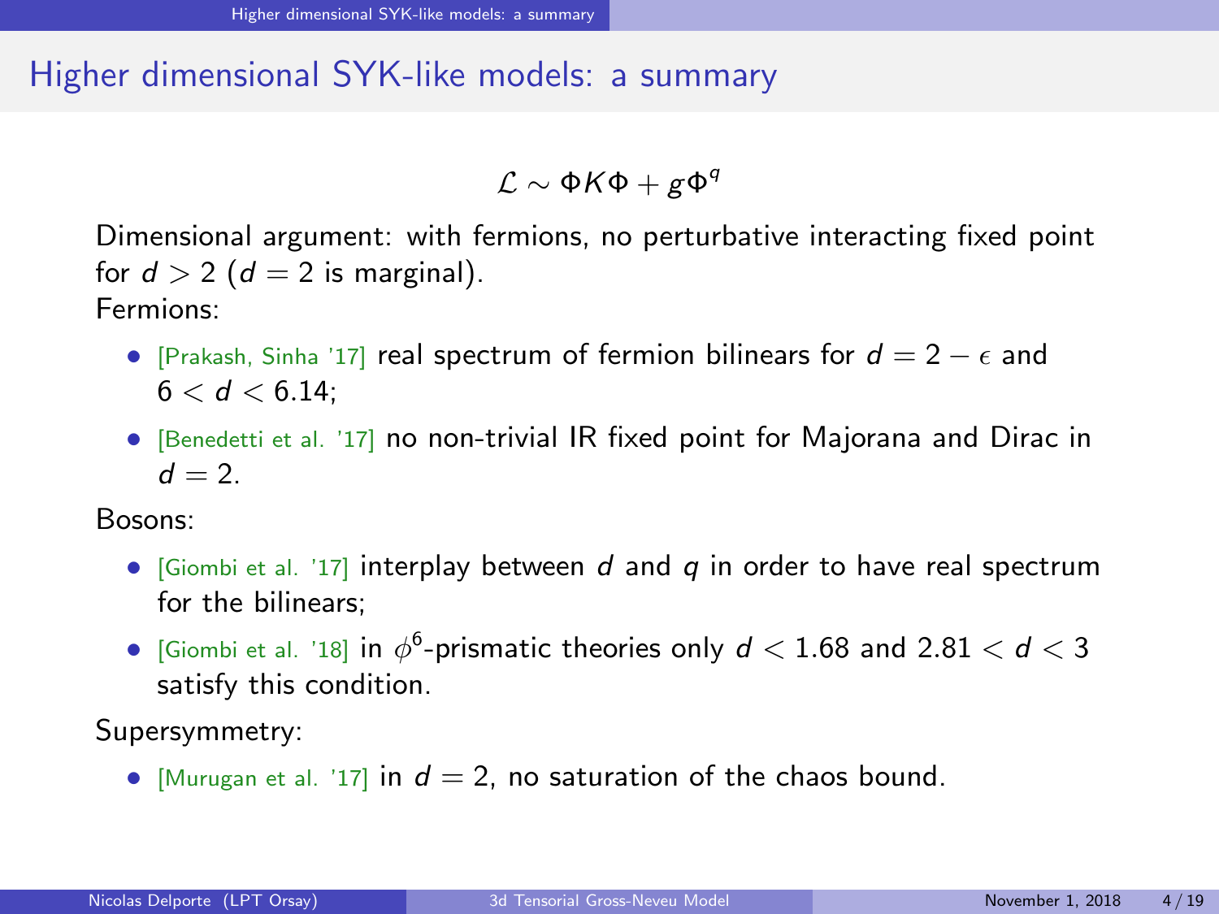## Higher dimensional SYK-like models: a summary

$$\mathcal{L} \sim \Phi K \Phi + g\Phi^q$$

Dimensional argument: with fermions, no perturbative interacting fixed point for $d > 2$ ($d = 2$ is marginal).

Fermions:

- [Prakash, Sinha '17] real spectrum of fermion bilinears for $d = 2 - \epsilon$ and $6 < d < 6.14$;
- [Benedetti et al. '17] no non-trivial IR fixed point for Majorana and Dirac in $d = 2$.

Bosons:

- [Giombi et al. '17] interplay between $d$ and $q$ in order to have real spectrum for the bilinears;
- [Giombi et al. '18] in $\phi^6$-prismatic theories only $d < 1.68$ and $2.81 < d < 3$ satisfy this condition.

Supersymmetry:

- [Murugan et al. '17] in $d = 2$, no saturation of the chaos bound.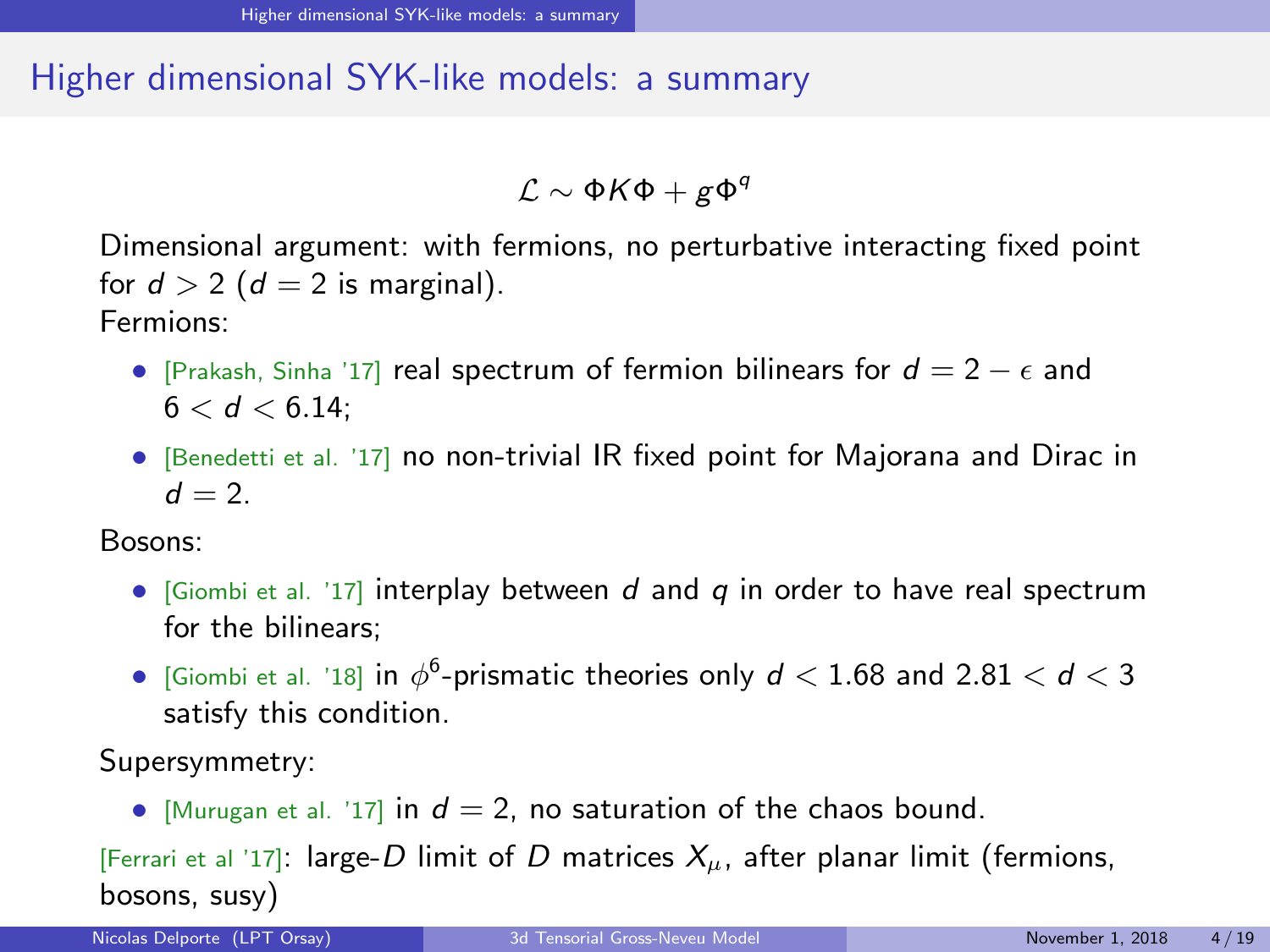# Higher dimensional SYK-like models: a summary

$$\mathcal{L} \sim \Phi K \Phi + g \Phi^q$$

Dimensional argument: with fermions, no perturbative interacting fixed point for $d > 2$ ($d = 2$ is marginal).

Fermions:

- [Prakash, Sinha '17] real spectrum of fermion bilinears for $d = 2 - \epsilon$ and $6 < d < 6.14$;
- [Benedetti et al. '17] no non-trivial IR fixed point for Majorana and Dirac in $d = 2$.

Bosons:

- [Giombi et al. '17] interplay between $d$ and $q$ in order to have real spectrum for the bilinears;
- [Giombi et al. '18] in $\phi^6$-prismatic theories only $d < 1.68$ and $2.81 < d < 3$ satisfy this condition.

Supersymmetry:

- [Murugan et al. '17] in $d = 2$, no saturation of the chaos bound.

[Ferrari et al '17]: large-$D$ limit of $D$ matrices $X_\mu$, after planar limit (fermions, bosons, susy)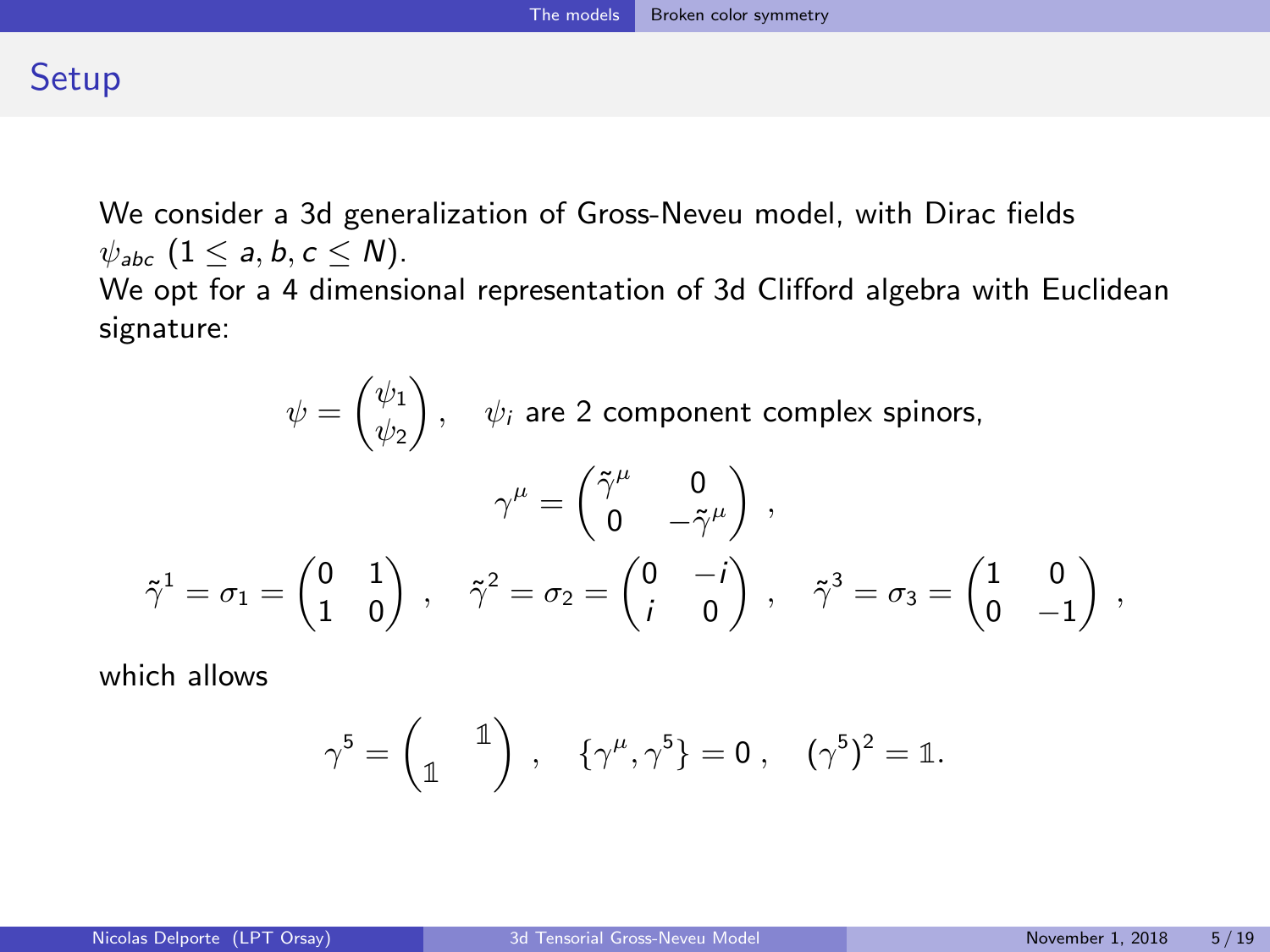# Setup

We consider a 3d generalization of Gross-Neveu model, with Dirac fields $\psi_{abc}$ $(1 \leq a, b, c \leq N)$.

We opt for a 4 dimensional representation of 3d Clifford algebra with Euclidean signature:

$$\psi = \begin{pmatrix} \psi_1 \\ \psi_2 \end{pmatrix}, \quad \psi_i \text{ are 2 component complex spinors,}$$

$$\gamma^\mu = \begin{pmatrix} \tilde{\gamma}^\mu & 0 \\ 0 & -\tilde{\gamma}^\mu \end{pmatrix} \ ,$$

$$\tilde{\gamma}^1 = \sigma_1 = \begin{pmatrix} 0 & 1 \\ 1 & 0 \end{pmatrix} \ , \quad \tilde{\gamma}^2 = \sigma_2 = \begin{pmatrix} 0 & -i \\ i & 0 \end{pmatrix} \ , \quad \tilde{\gamma}^3 = \sigma_3 = \begin{pmatrix} 1 & 0 \\ 0 & -1 \end{pmatrix} \ ,$$

which allows

$$\gamma^5 = \begin{pmatrix} & \mathbb{1} \\ \mathbb{1} & \end{pmatrix} \ , \quad \{\gamma^\mu, \gamma^5\} = 0 \ , \quad (\gamma^5)^2 = \mathbb{1}.$$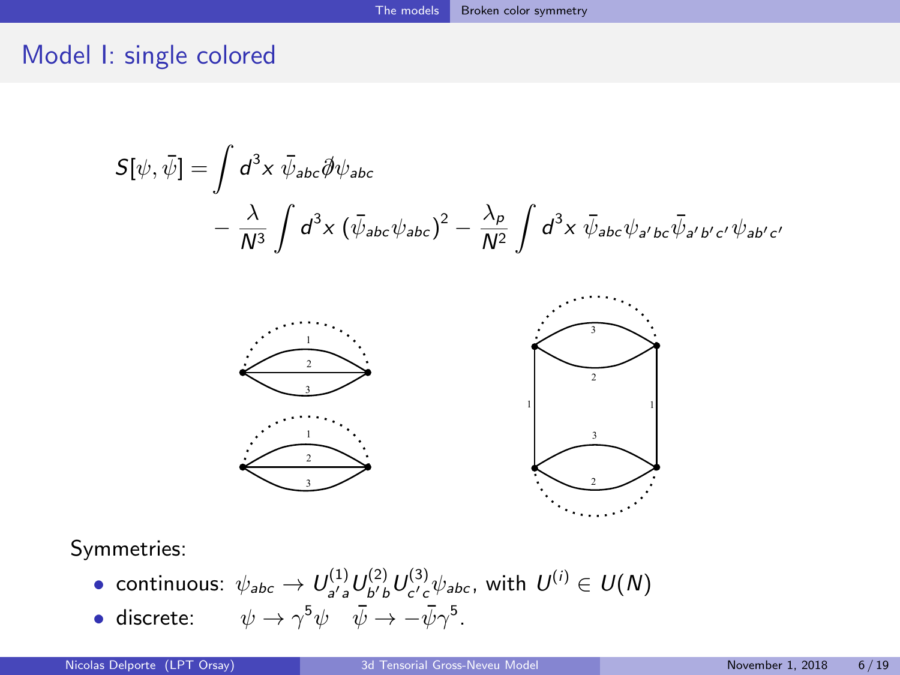## Model I: single colored

$$S[\psi,\bar\psi] = \int d^3x\ \bar\psi_{abc}\partial\!\!\!/\psi_{abc} - \frac{\lambda}{N^3}\int d^3x\ (\bar\psi_{abc}\psi_{abc})^2 - \frac{\lambda_p}{N^2}\int d^3x\ \bar\psi_{abc}\psi_{a'bc}\bar\psi_{a'b'c'}\psi_{ab'c'}$$

Symmetries:

- continuous: $\psi_{abc} \to U^{(1)}_{a'a}U^{(2)}_{b'b}U^{(3)}_{c'c}\psi_{abc}$, with $U^{(i)} \in U(N)$
- discrete: $\psi \to \gamma^5\psi \quad \bar\psi \to -\bar\psi\gamma^5$.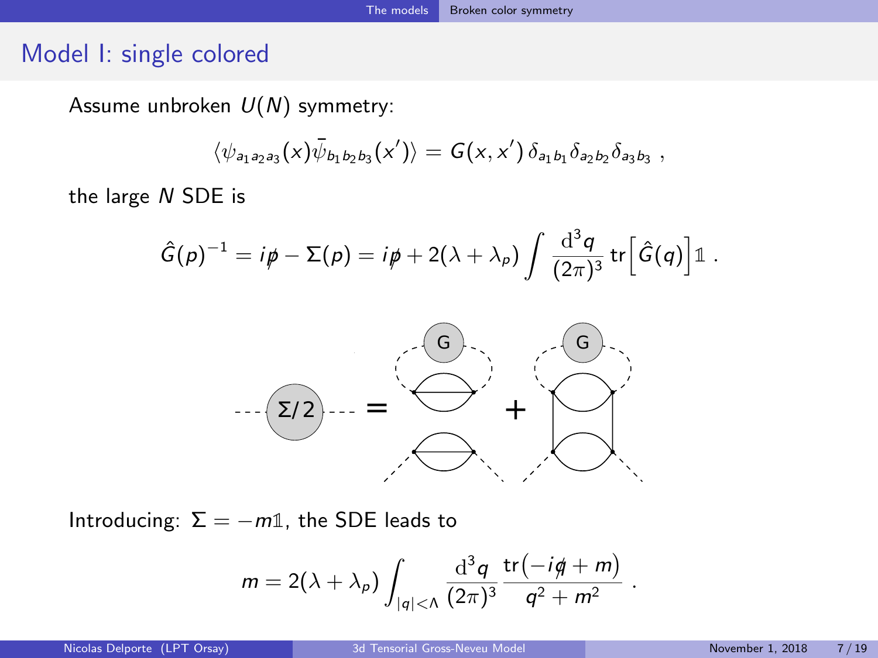## Model I: single colored

Assume unbroken $U(N)$ symmetry:

$$\langle \psi_{a_1 a_2 a_3}(x) \bar{\psi}_{b_1 b_2 b_3}(x') \rangle = G(x, x') \, \delta_{a_1 b_1} \delta_{a_2 b_2} \delta_{a_3 b_3} \ ,$$

the large $N$ SDE is

$$\hat{G}(p)^{-1} = i\not{p} - \Sigma(p) = i\not{p} + 2(\lambda + \lambda_p) \int \frac{\mathrm{d}^3 q}{(2\pi)^3} \operatorname{tr}\Big[ \hat{G}(q) \Big] \mathbb{1} \ .$$

Introducing: $\Sigma = -m\mathbb{1}$, the SDE leads to

$$m = 2(\lambda + \lambda_p) \int_{|q|<\Lambda} \frac{\mathrm{d}^3 q}{(2\pi)^3} \frac{\operatorname{tr}\big(-i\not{q} + m\big)}{q^2 + m^2} \ .$$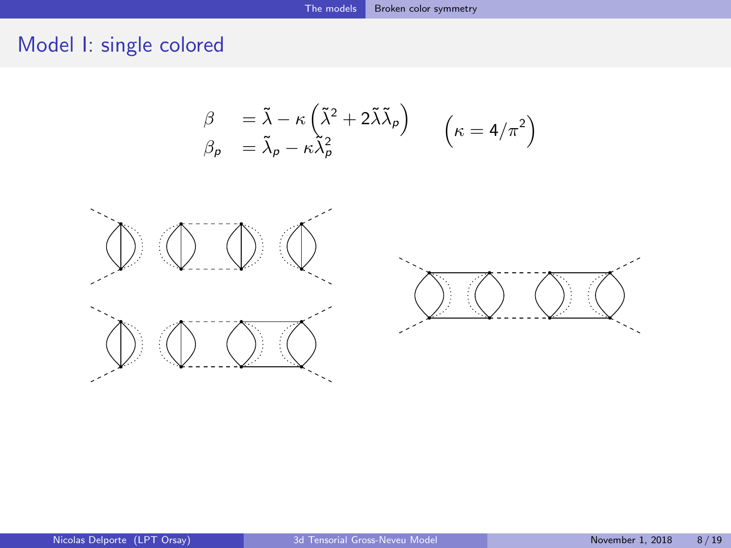# Model I: single colored

$$
\begin{aligned}
\beta &= \tilde{\lambda} - \kappa\left(\tilde{\lambda}^2 + 2\tilde{\lambda}\tilde{\lambda}_p\right) \\
\beta_p &= \tilde{\lambda}_p - \kappa\tilde{\lambda}_p^2
\end{aligned}
\qquad \left(\kappa = 4/\pi^2\right)
$$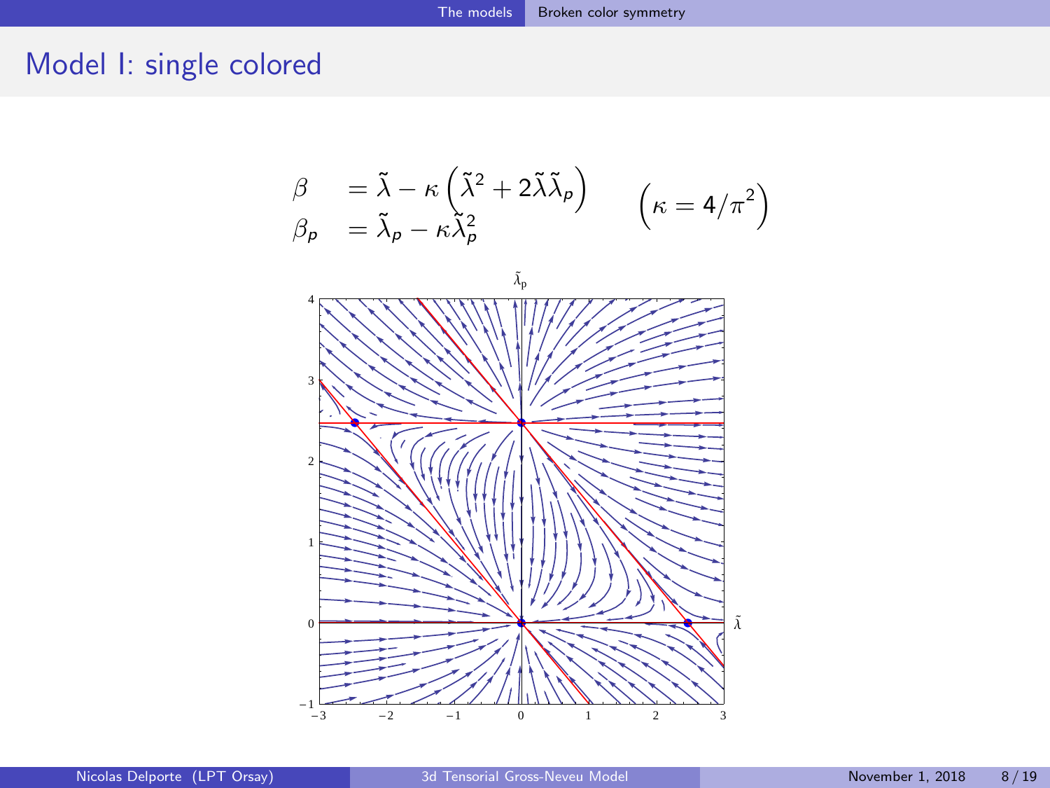# Model I: single colored

$$
\begin{aligned}
\beta &= \tilde{\lambda} - \kappa\left(\tilde{\lambda}^2 + 2\tilde{\lambda}\tilde{\lambda}_p\right) \\
\beta_p &= \tilde{\lambda}_p - \kappa\tilde{\lambda}_p^2
\end{aligned}
\qquad \left(\kappa = 4/\pi^2\right)
$$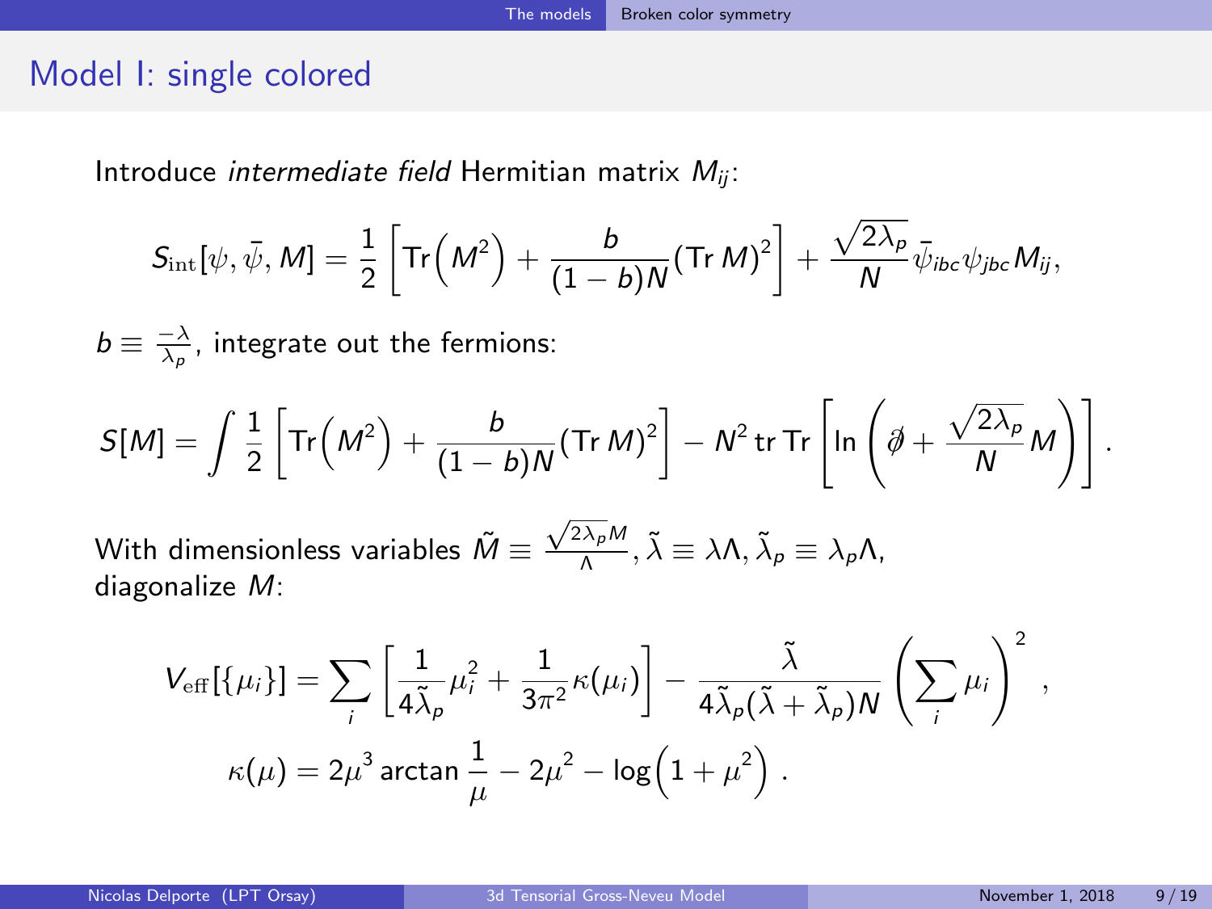## Model I: single colored

Introduce *intermediate field* Hermitian matrix $M_{ij}$:

$$S_{\rm int}[\psi, \bar{\psi}, M] = \frac{1}{2}\left[\mathrm{Tr}\Big(M^2\Big) + \frac{b}{(1-b)N}(\mathrm{Tr}\, M)^2\right] + \frac{\sqrt{2\lambda_p}}{N}\bar{\psi}_{ibc}\psi_{jbc}M_{ij},$$

$b \equiv \frac{-\lambda}{\lambda_p}$, integrate out the fermions:

$$S[M] = \int \frac{1}{2}\left[\mathrm{Tr}\Big(M^2\Big) + \frac{b}{(1-b)N}(\mathrm{Tr}\, M)^2\right] - N^2\, \mathrm{tr}\, \mathrm{Tr}\left[\ln\left(\partial\!\!\!/ + \frac{\sqrt{2\lambda_p}}{N}M\right)\right].$$

With dimensionless variables $\tilde{M} \equiv \frac{\sqrt{2\lambda_p}M}{\Lambda}, \tilde{\lambda} \equiv \lambda\Lambda, \tilde{\lambda}_p \equiv \lambda_p\Lambda$, diagonalize $M$:

$$V_{\rm eff}[\{\mu_i\}] = \sum_i \left[\frac{1}{4\tilde{\lambda}_p}\mu_i^2 + \frac{1}{3\pi^2}\kappa(\mu_i)\right] - \frac{\tilde{\lambda}}{4\tilde{\lambda}_p(\tilde{\lambda}+\tilde{\lambda}_p)N}\left(\sum_i \mu_i\right)^2,$$

$$\kappa(\mu) = 2\mu^3 \arctan\frac{1}{\mu} - 2\mu^2 - \log\Big(1+\mu^2\Big).$$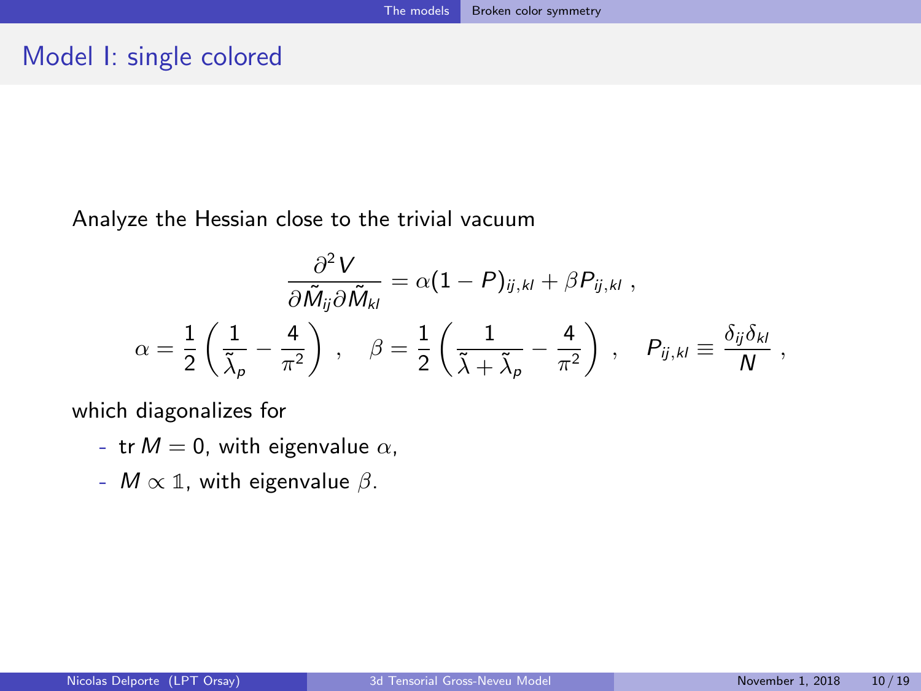# Model I: single colored

Analyze the Hessian close to the trivial vacuum

$$
\frac{\partial^2 V}{\partial \tilde{M}_{ij} \partial \tilde{M}_{kl}} = \alpha (1 - P)_{ij,kl} + \beta P_{ij,kl} \ ,
$$

$$
\alpha = \frac{1}{2} \left( \frac{1}{\tilde{\lambda}_p} - \frac{4}{\pi^2} \right) \ , \quad \beta = \frac{1}{2} \left( \frac{1}{\tilde{\lambda} + \tilde{\lambda}_p} - \frac{4}{\pi^2} \right) \ , \quad P_{ij,kl} \equiv \frac{\delta_{ij} \delta_{kl}}{N} \ ,
$$

which diagonalizes for

- $\operatorname{tr} M = 0$, with eigenvalue $\alpha$,
- $M \propto \mathbb{1}$, with eigenvalue $\beta$.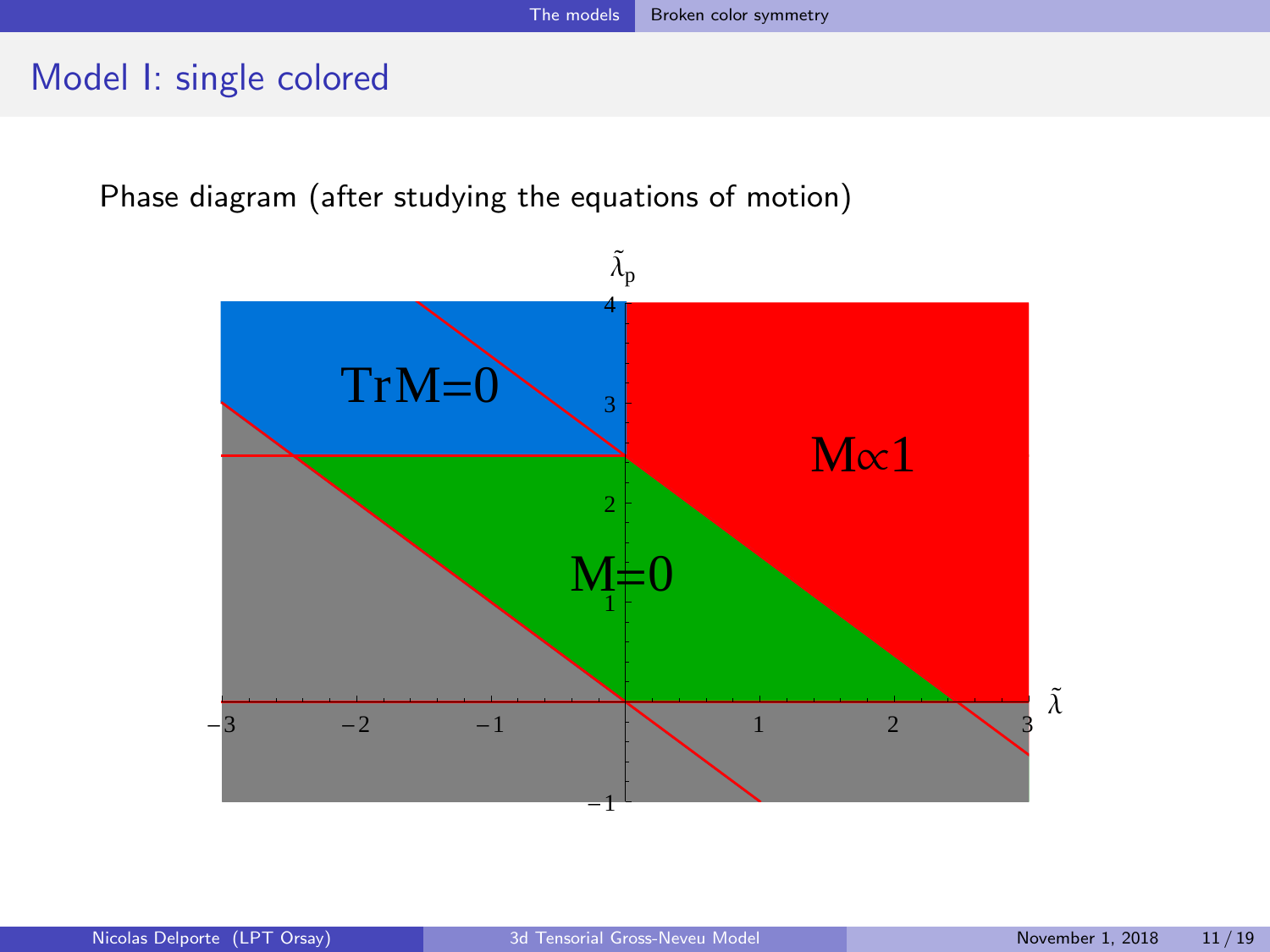# Model I: single colored

Phase diagram (after studying the equations of motion)

$\tilde{\lambda}_p$

TrM=0

M∝1

M=0

$\tilde{\lambda}$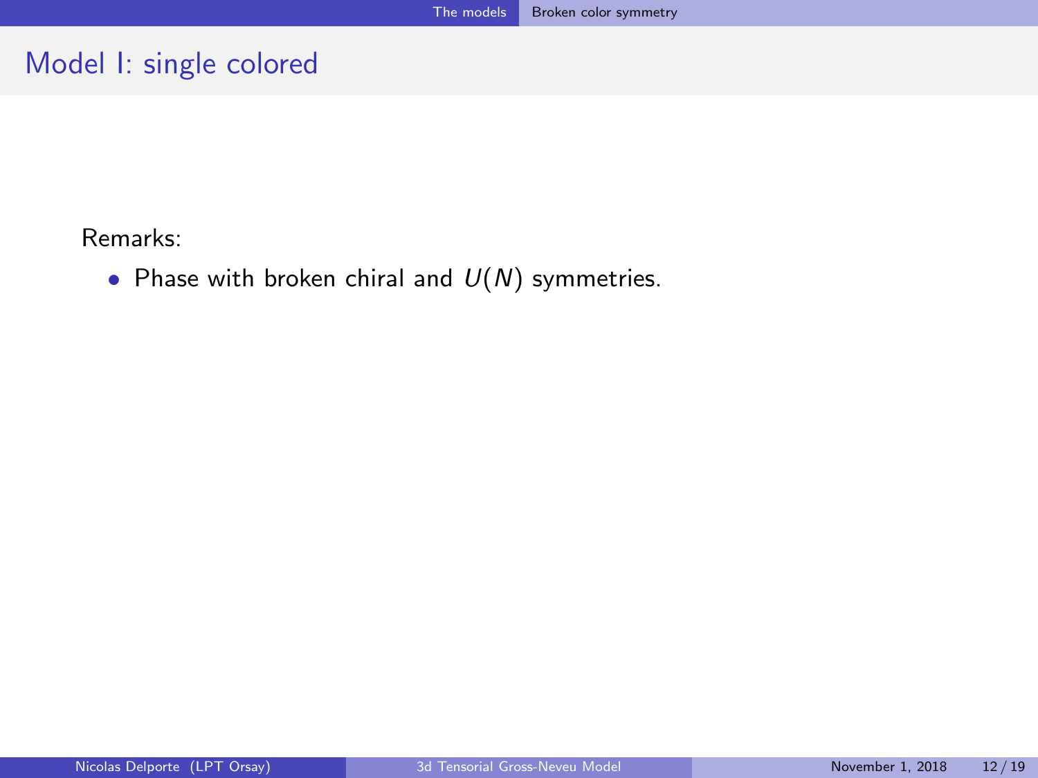## Model I: single colored

Remarks:

- Phase with broken chiral and $U(N)$ symmetries.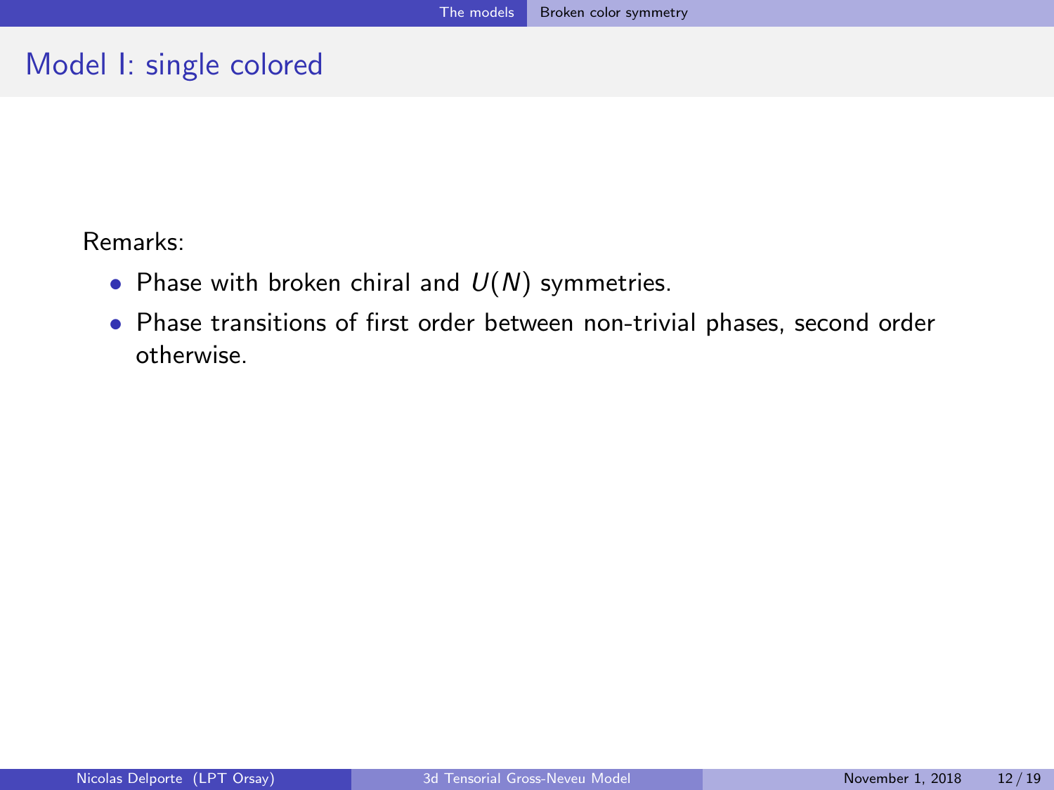## Model I: single colored

Remarks:

- Phase with broken chiral and $U(N)$ symmetries.
- Phase transitions of first order between non-trivial phases, second order otherwise.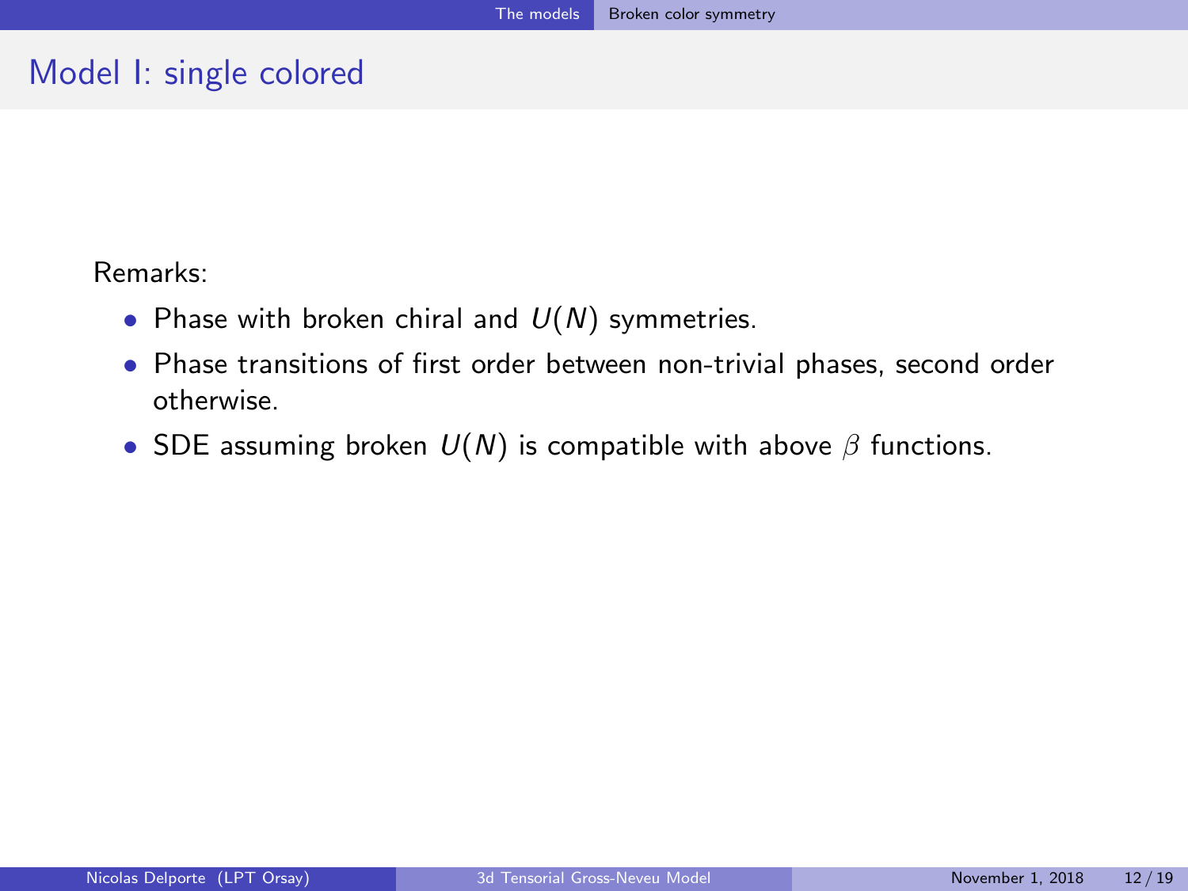# Model I: single colored

Remarks:

- Phase with broken chiral and $U(N)$ symmetries.
- Phase transitions of first order between non-trivial phases, second order otherwise.
- SDE assuming broken $U(N)$ is compatible with above $\beta$ functions.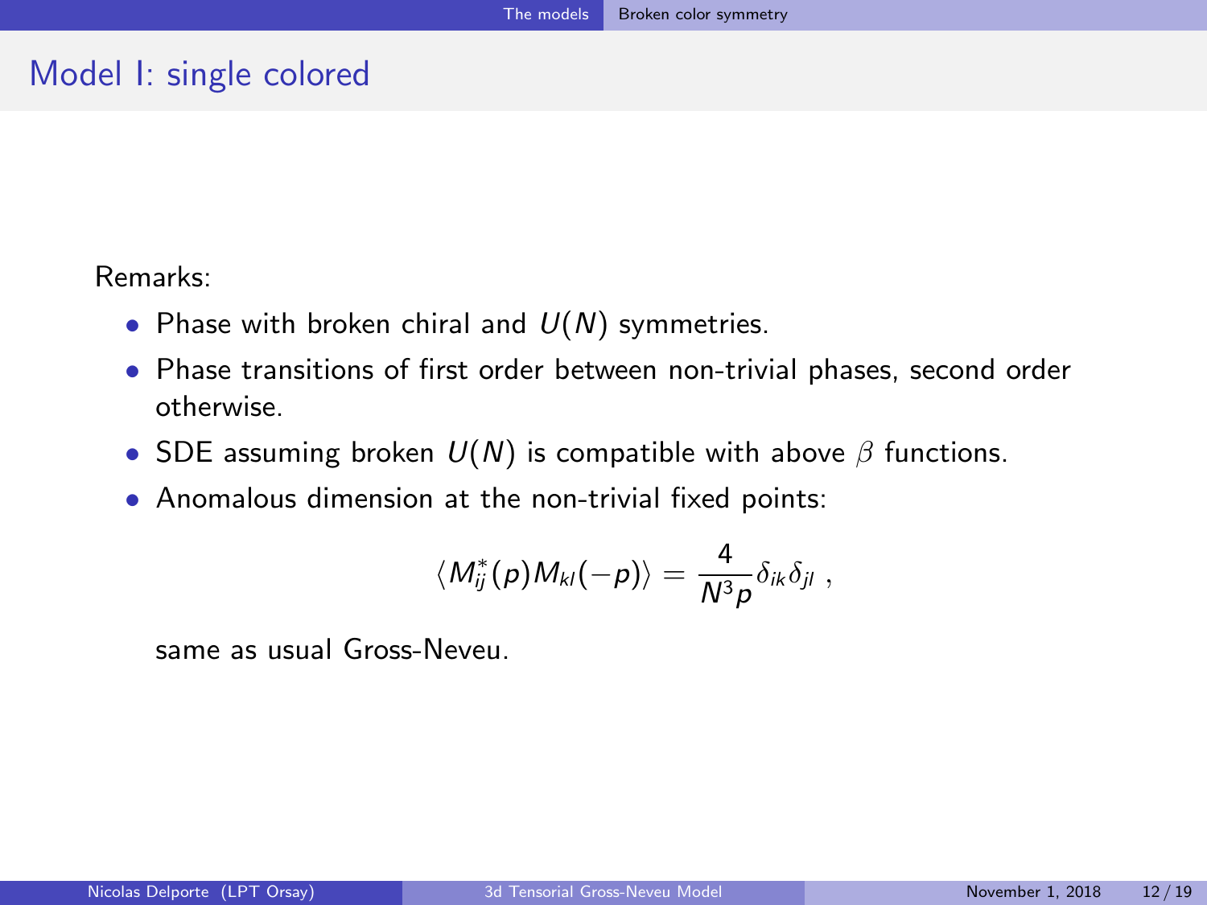# Model I: single colored

Remarks:

- Phase with broken chiral and $U(N)$ symmetries.
- Phase transitions of first order between non-trivial phases, second order otherwise.
- SDE assuming broken $U(N)$ is compatible with above $\beta$ functions.
- Anomalous dimension at the non-trivial fixed points:

$$\langle M^*_{ij}(p) M_{kl}(-p) \rangle = \frac{4}{N^3 p} \delta_{ik} \delta_{jl} \ ,$$

same as usual Gross-Neveu.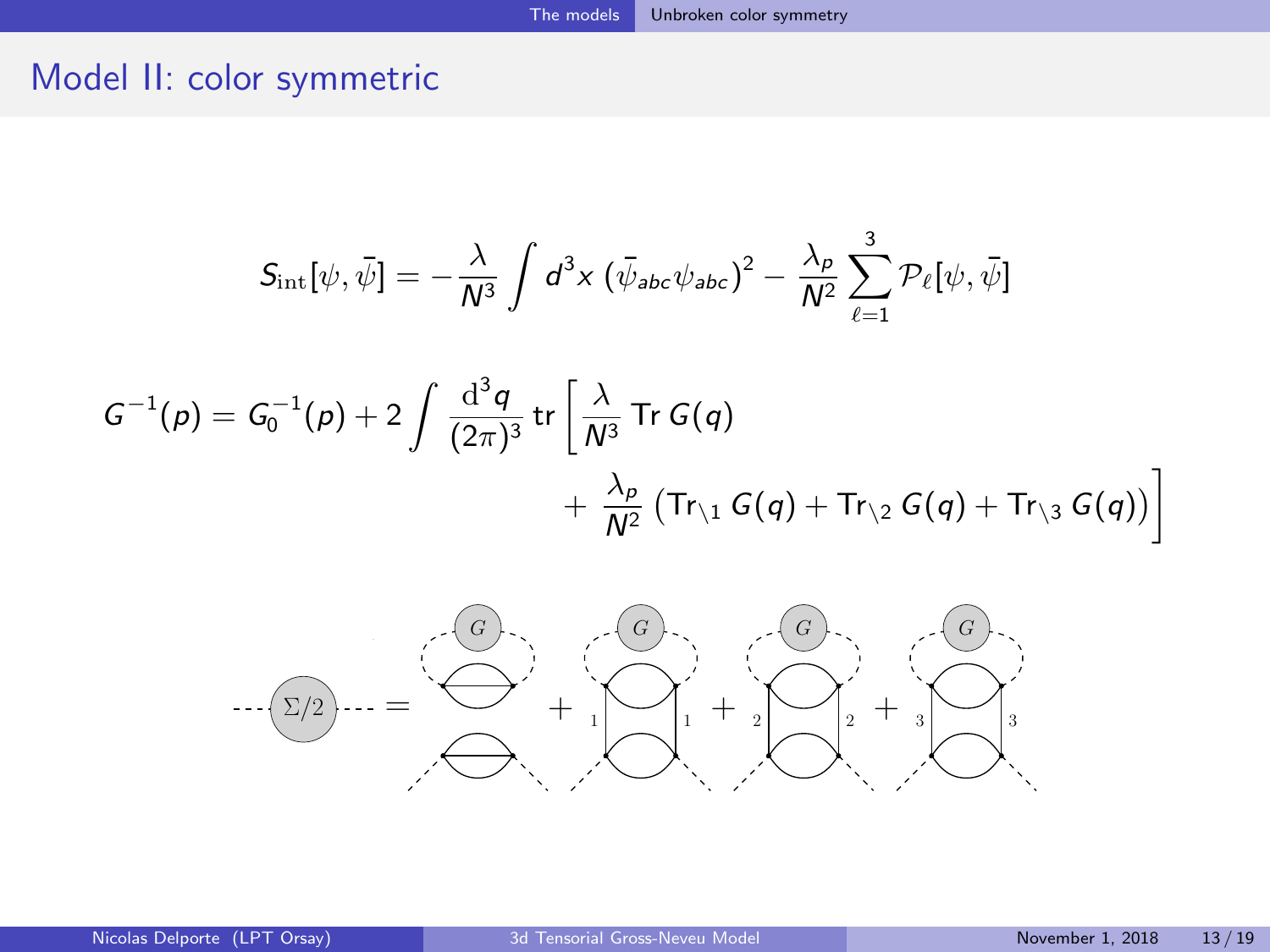# Model II: color symmetric

$$S_{\rm int}[\psi, \bar{\psi}] = -\frac{\lambda}{N^3} \int d^3x \, (\bar{\psi}_{abc} \psi_{abc})^2 - \frac{\lambda_p}{N^2} \sum_{\ell=1}^{3} \mathcal{P}_\ell[\psi, \bar{\psi}]$$

$$G^{-1}(p) = G_0^{-1}(p) + 2 \int \frac{\mathrm{d}^3 q}{(2\pi)^3} \, \mathrm{tr} \left[ \frac{\lambda}{N^3} \, \mathrm{Tr} \, G(q) + \frac{\lambda_p}{N^2} \left( \mathrm{Tr}_{\setminus 1} \, G(q) + \mathrm{Tr}_{\setminus 2} \, G(q) + \mathrm{Tr}_{\setminus 3} \, G(q) \right) \right]$$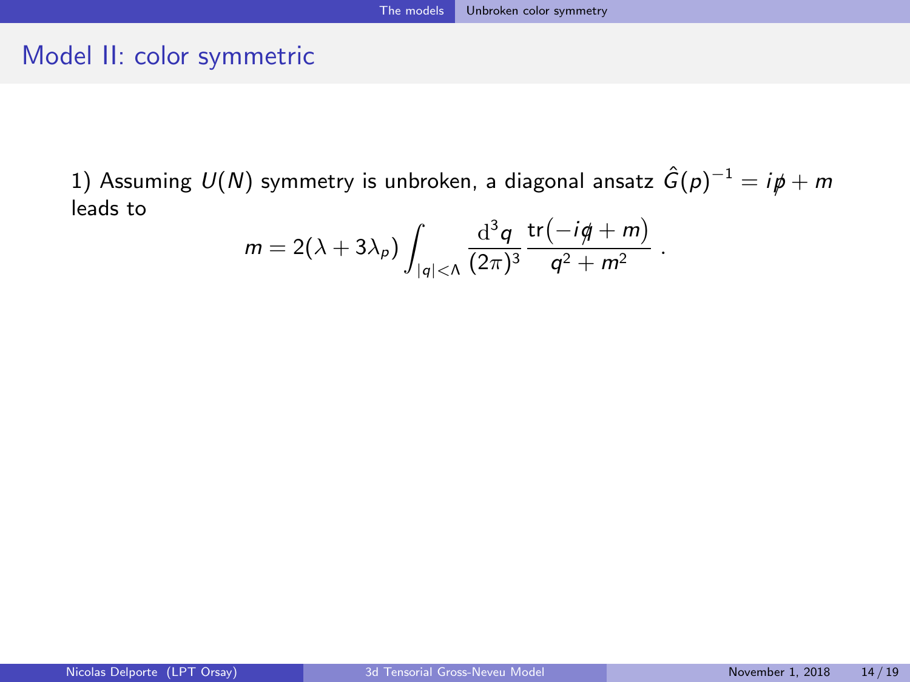# Model II: color symmetric

1) Assuming $U(N)$ symmetry is unbroken, a diagonal ansatz $\hat{G}(p)^{-1} = i\not{p} + m$ leads to

$$m = 2(\lambda + 3\lambda_p) \int_{|q|<\Lambda} \frac{\mathrm{d}^3 q}{(2\pi)^3} \frac{\mathrm{tr}\big(-i\not{q} + m\big)}{q^2 + m^2} \ .$$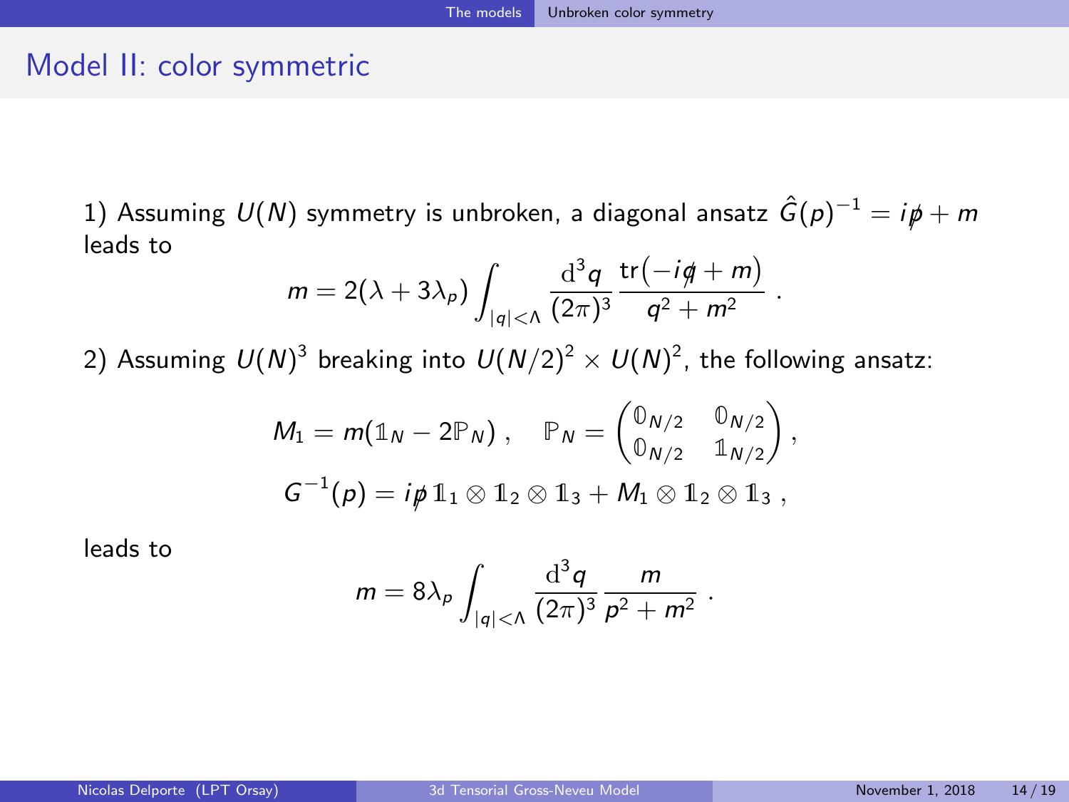# Model II: color symmetric

1) Assuming $U(N)$ symmetry is unbroken, a diagonal ansatz $\hat{G}(p)^{-1} = i\not{p} + m$ leads to

$$m = 2(\lambda + 3\lambda_p) \int_{|q|<\Lambda} \frac{\mathrm{d}^3 q}{(2\pi)^3} \frac{\mathrm{tr}\big(-i\not{q} + m\big)}{q^2 + m^2} \ .$$

2) Assuming $U(N)^3$ breaking into $U(N/2)^2 \times U(N)^2$, the following ansatz:

$$M_1 = m(\mathbb{1}_N - 2\mathbb{P}_N) \ , \quad \mathbb{P}_N = \begin{pmatrix} \mathbb{0}_{N/2} & \mathbb{0}_{N/2} \\ \mathbb{0}_{N/2} & \mathbb{1}_{N/2} \end{pmatrix},$$

$$G^{-1}(p) = i\not{p}\, \mathbb{1}_1 \otimes \mathbb{1}_2 \otimes \mathbb{1}_3 + M_1 \otimes \mathbb{1}_2 \otimes \mathbb{1}_3 \ ,$$

leads to

$$m = 8\lambda_p \int_{|q|<\Lambda} \frac{\mathrm{d}^3 q}{(2\pi)^3} \frac{m}{p^2 + m^2} \ .$$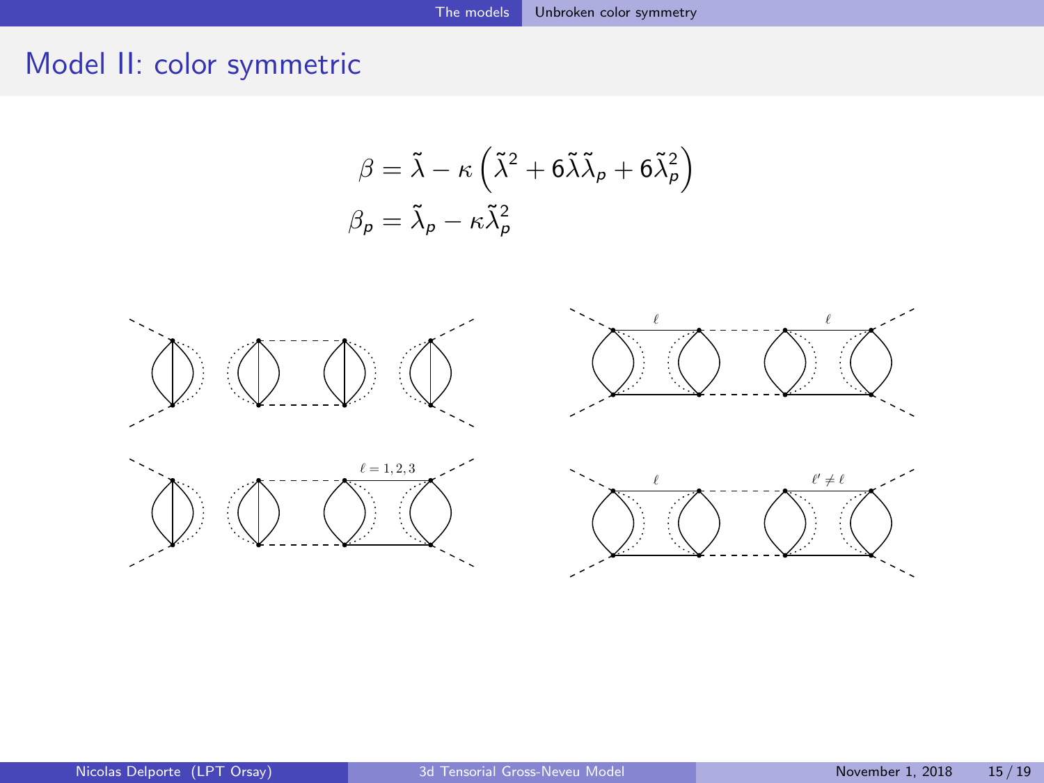## Model II: color symmetric

$$\beta = \tilde{\lambda} - \kappa\left(\tilde{\lambda}^2 + 6\tilde{\lambda}\tilde{\lambda}_p + 6\tilde{\lambda}_p^2\right)$$

$$\beta_p = \tilde{\lambda}_p - \kappa\tilde{\lambda}_p^2$$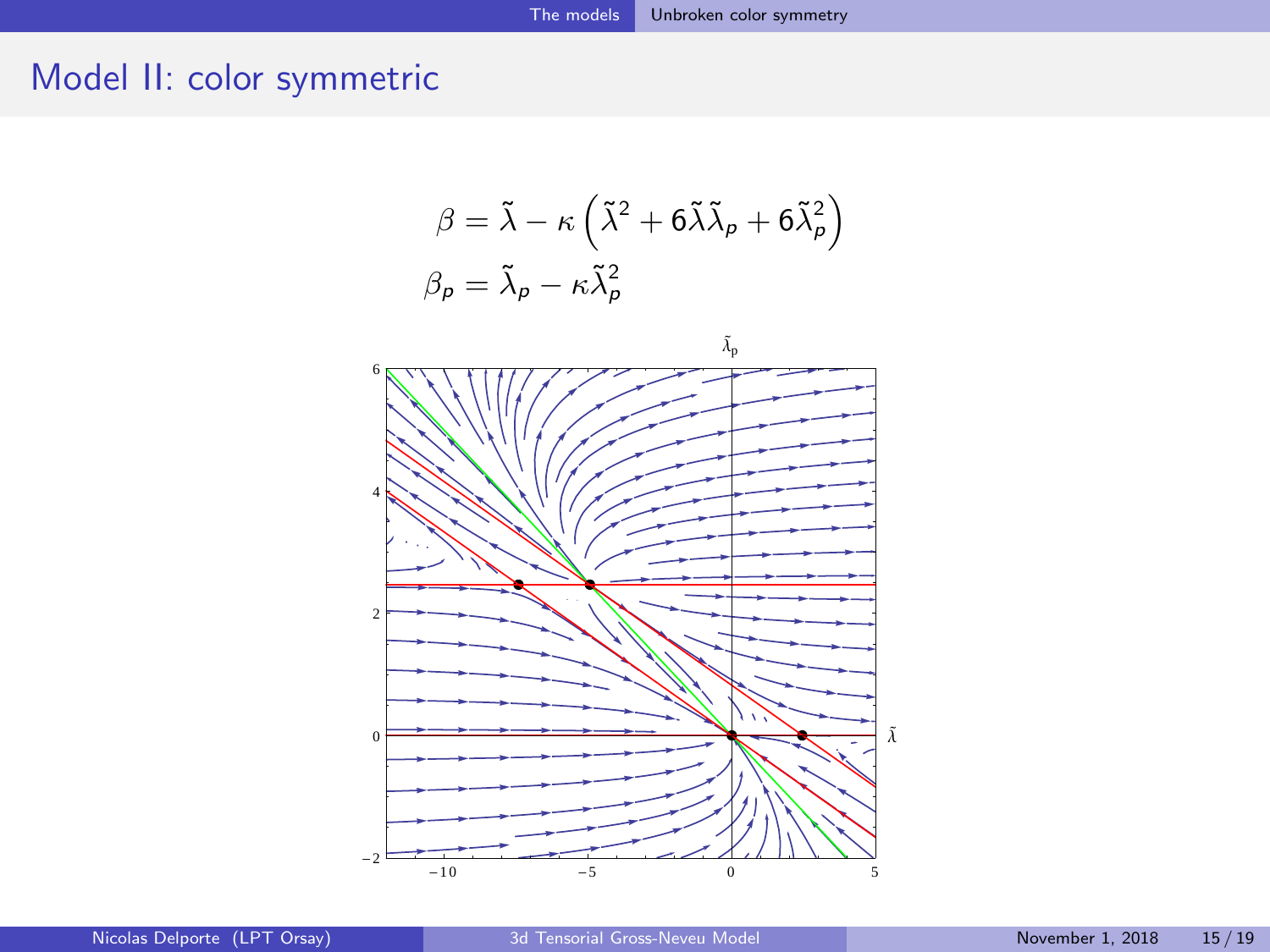## Model II: color symmetric

$$\beta = \tilde{\lambda} - \kappa\left(\tilde{\lambda}^2 + 6\tilde{\lambda}\tilde{\lambda}_p + 6\tilde{\lambda}_p^2\right)$$

$$\beta_p = \tilde{\lambda}_p - \kappa\tilde{\lambda}_p^2$$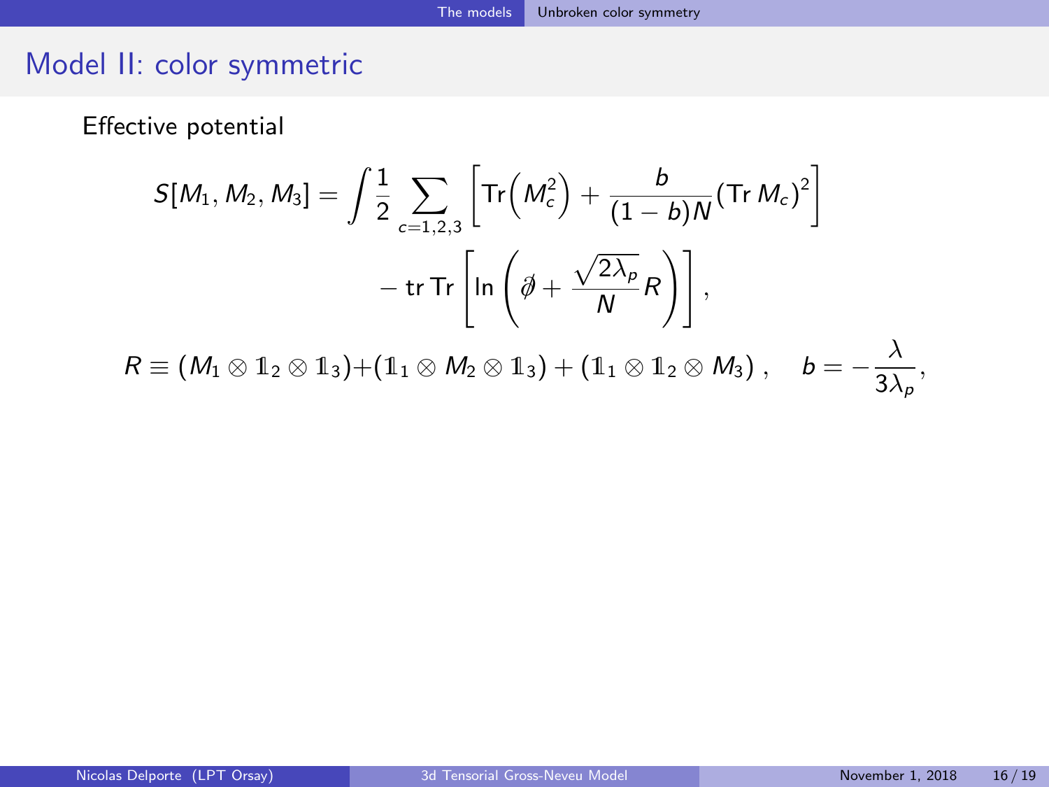## Model II: color symmetric

Effective potential

$$S[M_1, M_2, M_3] = \int \frac{1}{2} \sum_{c=1,2,3} \left[ \mathrm{Tr}\Big(M_c^2\Big) + \frac{b}{(1-b)N} \left(\mathrm{Tr}\, M_c\right)^2 \right] - \mathrm{tr}\,\mathrm{Tr} \left[ \ln \left( \partial\!\!\!/ + \frac{\sqrt{2\lambda_p}}{N} R \right) \right],$$

$$R \equiv (M_1 \otimes \mathbb{1}_2 \otimes \mathbb{1}_3) + (\mathbb{1}_1 \otimes M_2 \otimes \mathbb{1}_3) + (\mathbb{1}_1 \otimes \mathbb{1}_2 \otimes M_3)\,, \quad b = -\frac{\lambda}{3\lambda_p},$$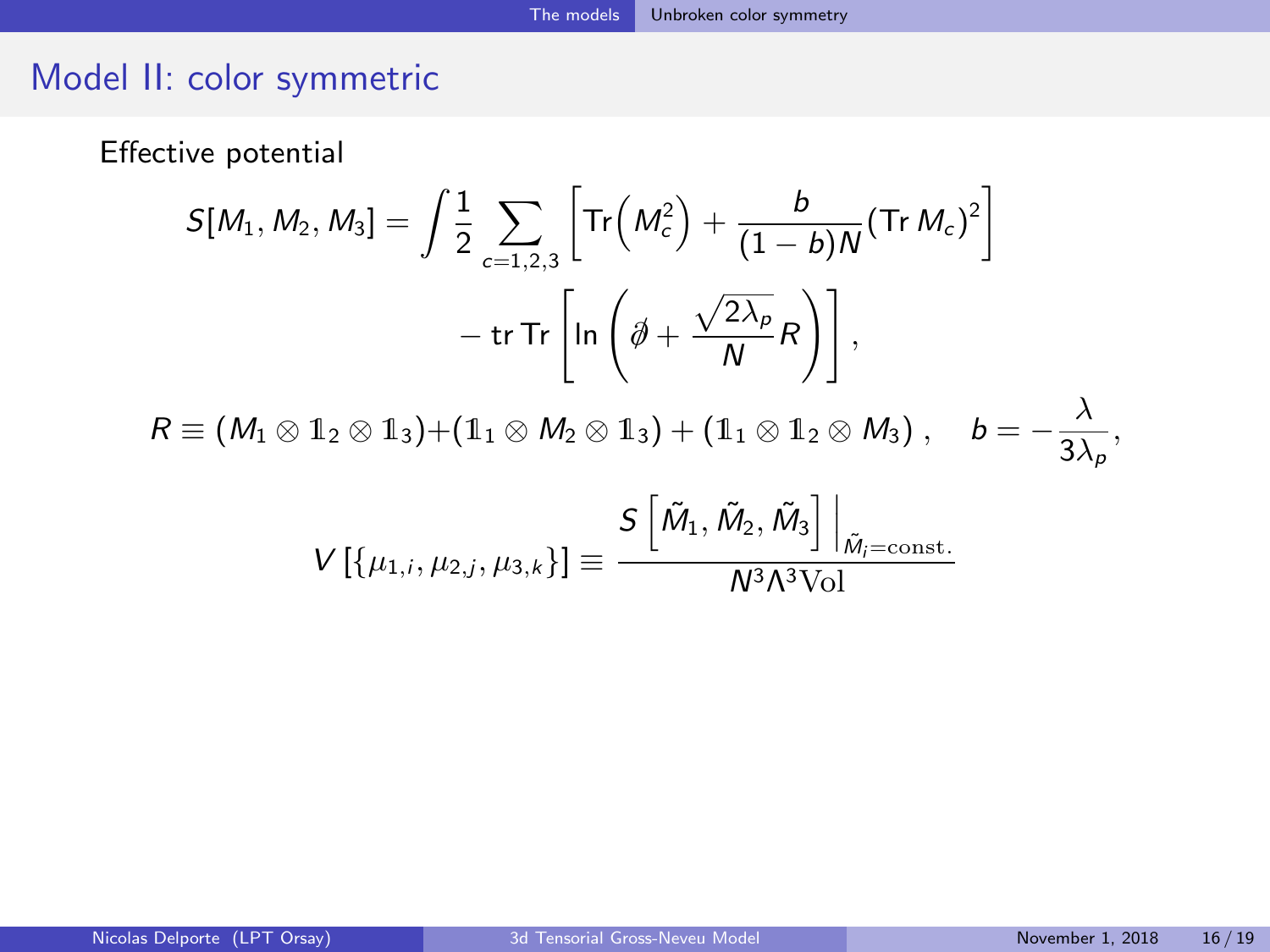## Model II: color symmetric

Effective potential

$$S[M_1, M_2, M_3] = \int \frac{1}{2} \sum_{c=1,2,3} \left[ \mathrm{Tr}\Big(M_c^2\Big) + \frac{b}{(1-b)N} \left(\mathrm{Tr}\, M_c\right)^2 \right] - \mathrm{tr}\,\mathrm{Tr}\left[ \ln\left( \partial\!\!\!/ + \frac{\sqrt{2\lambda_p}}{N} R \right) \right],$$

$$R \equiv (M_1 \otimes \mathbb{1}_2 \otimes \mathbb{1}_3) + (\mathbb{1}_1 \otimes M_2 \otimes \mathbb{1}_3) + (\mathbb{1}_1 \otimes \mathbb{1}_2 \otimes M_3)\,, \quad b = -\frac{\lambda}{3\lambda_p},$$

$$V\left[\{\mu_{1,i}, \mu_{2,j}, \mu_{3,k}\}\right] \equiv \frac{S\left[\tilde{M}_1, \tilde{M}_2, \tilde{M}_3\right]\Big|_{\tilde{M}_i = \text{const.}}}{N^3 \Lambda^3 \mathrm{Vol}}$$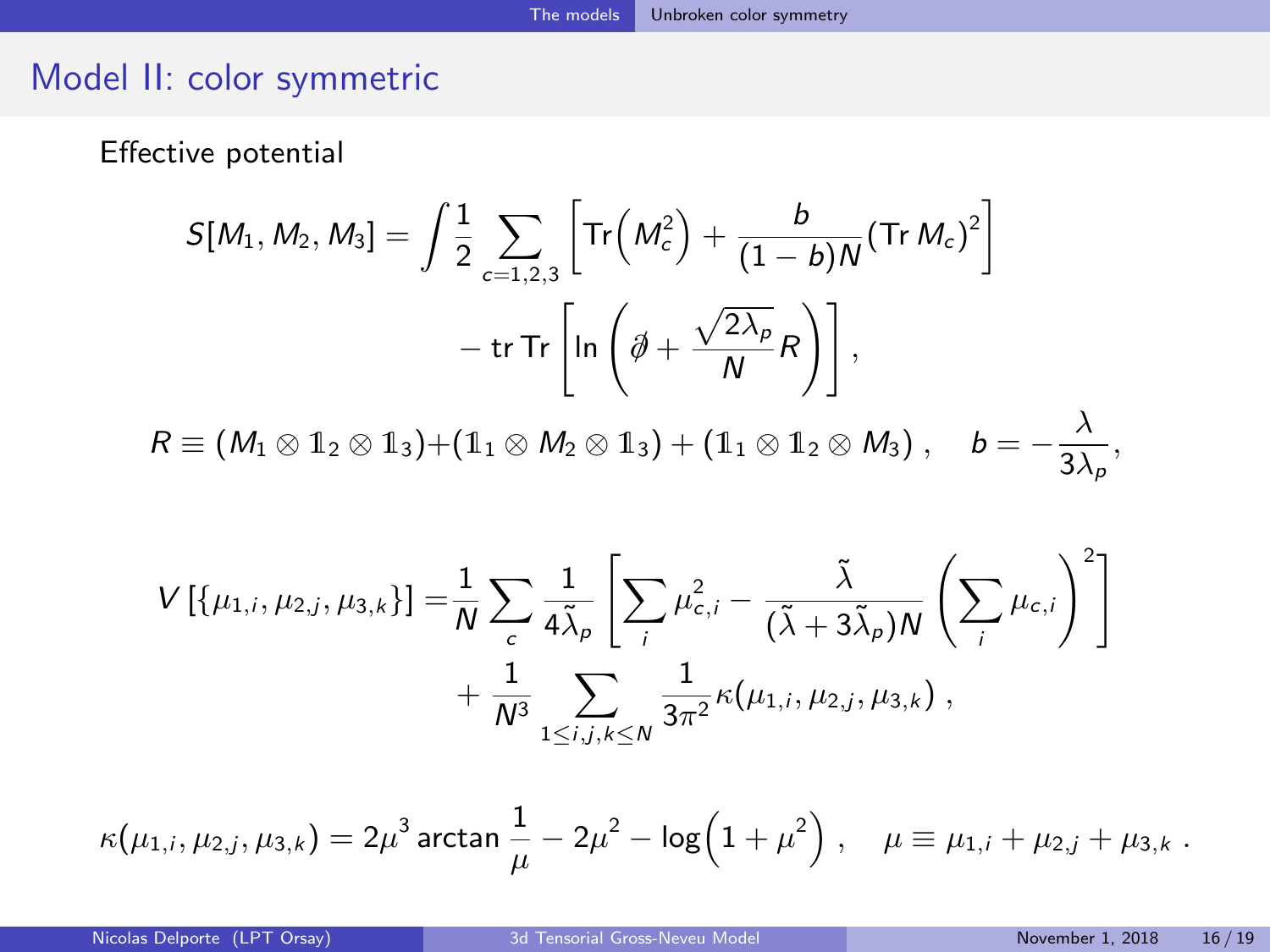## Model II: color symmetric

Effective potential

$$
S[M_1, M_2, M_3] = \int \frac{1}{2} \sum_{c=1,2,3} \left[ \mathrm{Tr}\Big(M_c^2\Big) + \frac{b}{(1-b)N} \big(\mathrm{Tr}\, M_c\big)^2 \right] - \mathrm{tr}\,\mathrm{Tr} \left[ \ln \left( \partial\!\!\!/ + \frac{\sqrt{2\lambda_p}}{N} R \right) \right],
$$

$$
R \equiv (M_1 \otimes \mathbb{1}_2 \otimes \mathbb{1}_3) + (\mathbb{1}_1 \otimes M_2 \otimes \mathbb{1}_3) + (\mathbb{1}_1 \otimes \mathbb{1}_2 \otimes M_3) \,, \quad b = -\frac{\lambda}{3\lambda_p},
$$

$$
V\left[\{\mu_{1,i}, \mu_{2,j}, \mu_{3,k}\}\right] = \frac{1}{N} \sum_c \frac{1}{4\tilde{\lambda}_p} \left[ \sum_i \mu_{c,i}^2 - \frac{\tilde{\lambda}}{(\tilde{\lambda} + 3\tilde{\lambda}_p)N} \left( \sum_i \mu_{c,i} \right)^2 \right] + \frac{1}{N^3} \sum_{1 \le i,j,k \le N} \frac{1}{3\pi^2} \kappa(\mu_{1,i}, \mu_{2,j}, \mu_{3,k}) \,,
$$

$$
\kappa(\mu_{1,i}, \mu_{2,j}, \mu_{3,k}) = 2\mu^3 \arctan \frac{1}{\mu} - 2\mu^2 - \log\Big(1 + \mu^2\Big) \,, \quad \mu \equiv \mu_{1,i} + \mu_{2,j} + \mu_{3,k} \,.
$$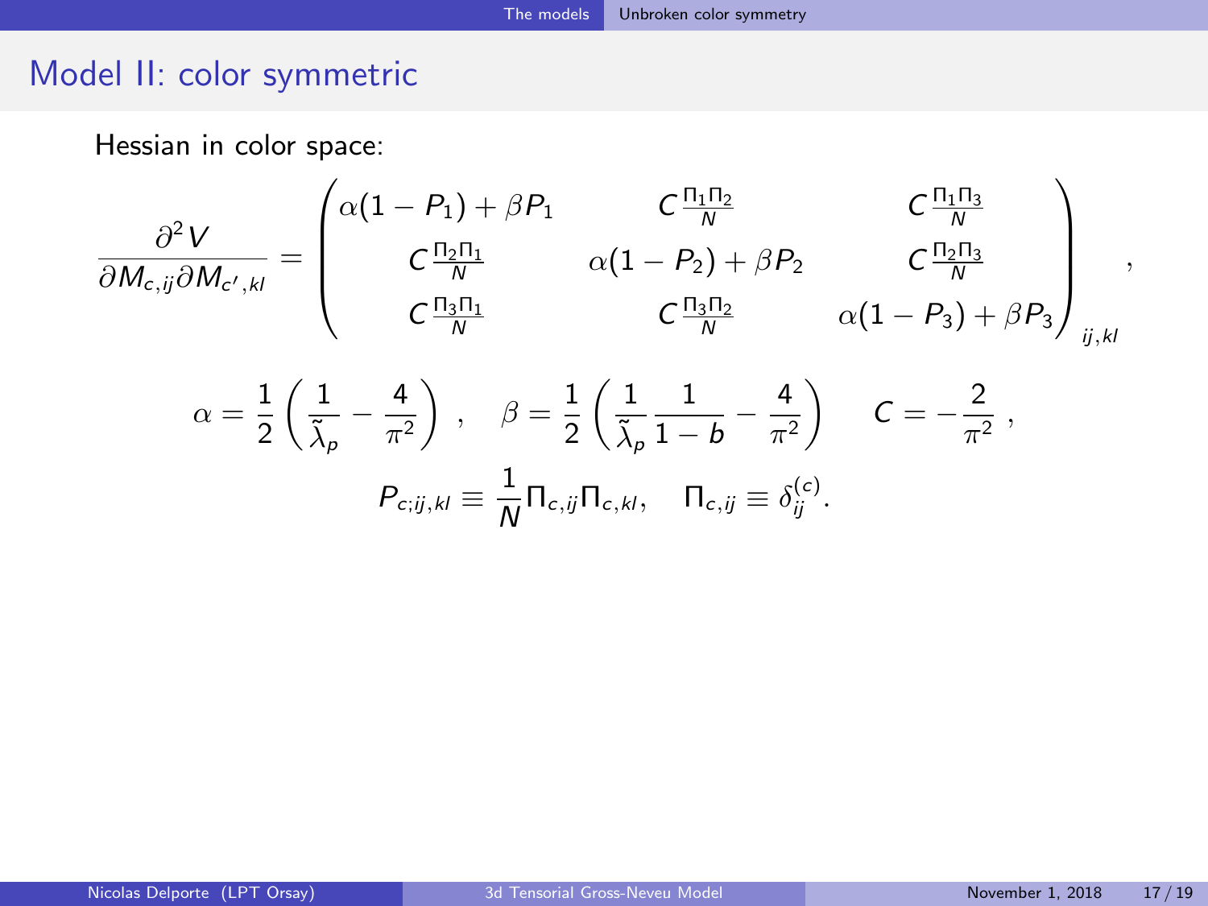## Model II: color symmetric

Hessian in color space:

$$
\frac{\partial^2 V}{\partial M_{c,ij} \partial M_{c',kl}} = \begin{pmatrix} \alpha(1-P_1) + \beta P_1 & C\frac{\Pi_1 \Pi_2}{N} & C\frac{\Pi_1 \Pi_3}{N} \\ C\frac{\Pi_2 \Pi_1}{N} & \alpha(1-P_2) + \beta P_2 & C\frac{\Pi_2 \Pi_3}{N} \\ C\frac{\Pi_3 \Pi_1}{N} & C\frac{\Pi_3 \Pi_2}{N} & \alpha(1-P_3) + \beta P_3 \end{pmatrix}_{ij,kl} ,
$$

$$
\alpha = \frac{1}{2}\left(\frac{1}{\tilde{\lambda}_p} - \frac{4}{\pi^2}\right) , \quad \beta = \frac{1}{2}\left(\frac{1}{\tilde{\lambda}_p}\frac{1}{1-b} - \frac{4}{\pi^2}\right) \qquad C = -\frac{2}{\pi^2} ,
$$

$$
P_{c;ij,kl} \equiv \frac{1}{N}\Pi_{c,ij}\Pi_{c,kl}, \quad \Pi_{c,ij} \equiv \delta^{(c)}_{ij}.
$$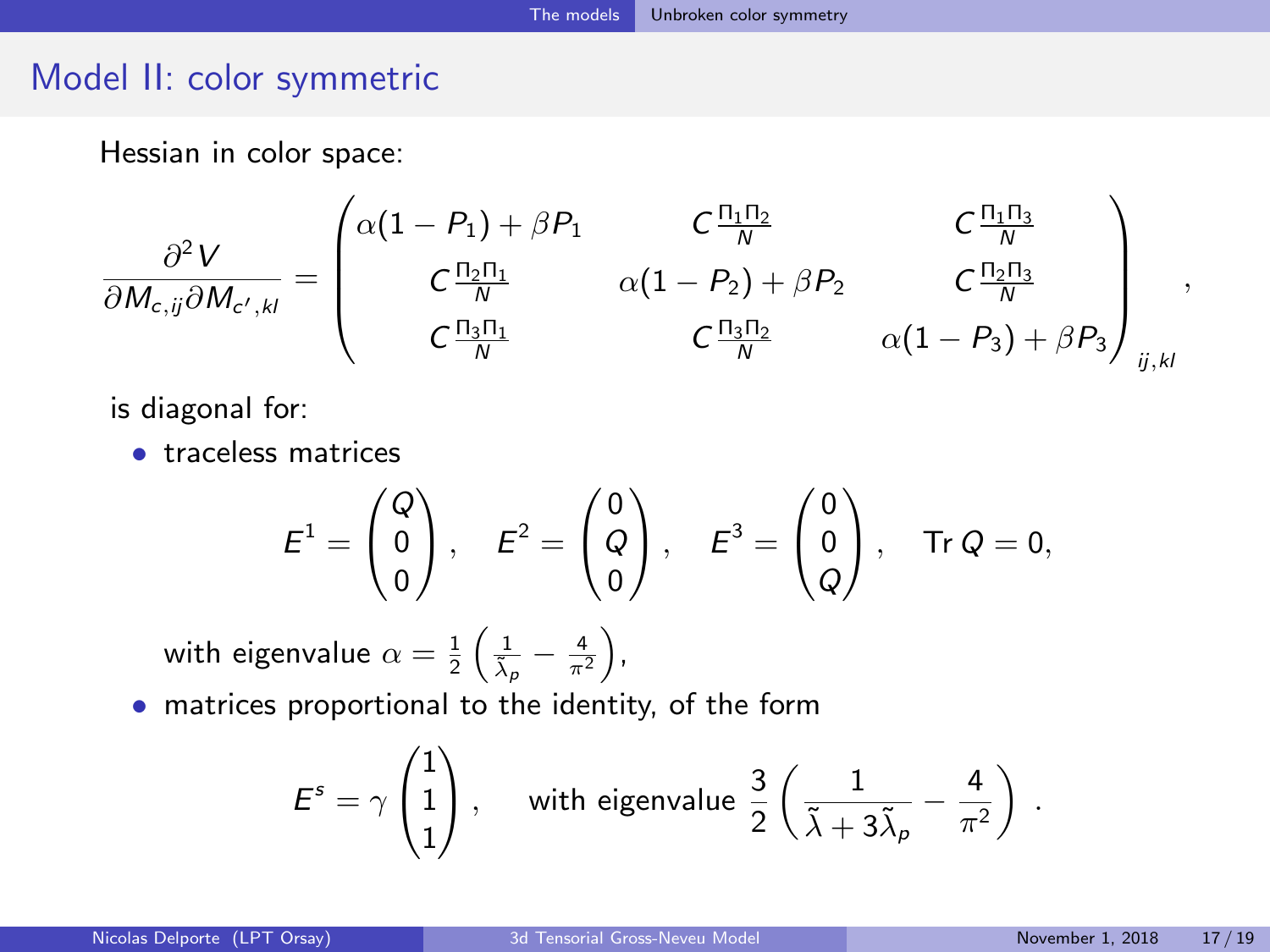## Model II: color symmetric

Hessian in color space:

$$
\frac{\partial^2 V}{\partial M_{c,ij} \partial M_{c',kl}} = \begin{pmatrix} \alpha(1-P_1) + \beta P_1 & C\frac{\Pi_1 \Pi_2}{N} & C\frac{\Pi_1 \Pi_3}{N} \\ C\frac{\Pi_2 \Pi_1}{N} & \alpha(1-P_2) + \beta P_2 & C\frac{\Pi_2 \Pi_3}{N} \\ C\frac{\Pi_3 \Pi_1}{N} & C\frac{\Pi_3 \Pi_2}{N} & \alpha(1-P_3) + \beta P_3 \end{pmatrix}_{ij,kl} ,
$$

is diagonal for:

- traceless matrices

$$
E^1 = \begin{pmatrix} Q \\ 0 \\ 0 \end{pmatrix}, \quad E^2 = \begin{pmatrix} 0 \\ Q \\ 0 \end{pmatrix}, \quad E^3 = \begin{pmatrix} 0 \\ 0 \\ Q \end{pmatrix}, \quad \mathrm{Tr}\, Q = 0,
$$

  with eigenvalue $\alpha = \frac{1}{2}\left(\frac{1}{\tilde{\lambda}_p} - \frac{4}{\pi^2}\right)$,

- matrices proportional to the identity, of the form

$$
E^s = \gamma \begin{pmatrix} 1 \\ 1 \\ 1 \end{pmatrix}, \quad \text{with eigenvalue } \frac{3}{2}\left(\frac{1}{\tilde{\lambda} + 3\tilde{\lambda}_p} - \frac{4}{\pi^2}\right) .
$$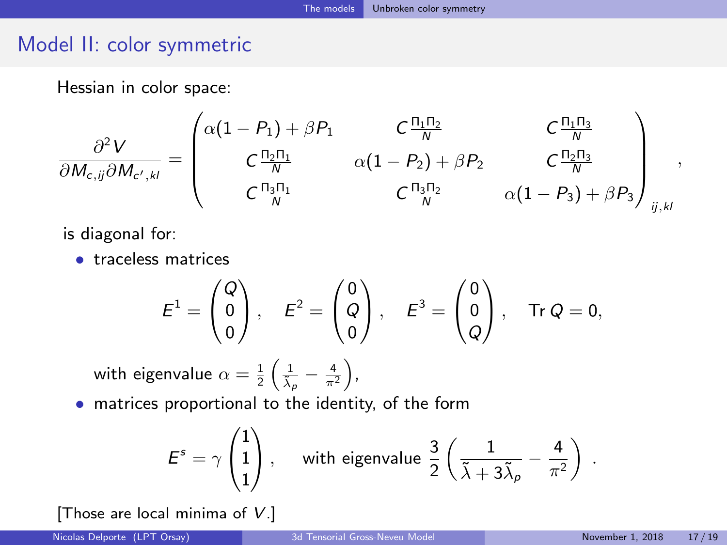## Model II: color symmetric

Hessian in color space:

$$
\frac{\partial^2 V}{\partial M_{c,ij} \partial M_{c',kl}} = \begin{pmatrix} \alpha(1-P_1)+\beta P_1 & C\frac{\Pi_1\Pi_2}{N} & C\frac{\Pi_1\Pi_3}{N} \\ C\frac{\Pi_2\Pi_1}{N} & \alpha(1-P_2)+\beta P_2 & C\frac{\Pi_2\Pi_3}{N} \\ C\frac{\Pi_3\Pi_1}{N} & C\frac{\Pi_3\Pi_2}{N} & \alpha(1-P_3)+\beta P_3 \end{pmatrix}_{ij,kl} ,
$$

is diagonal for:

- traceless matrices

$$
E^1 = \begin{pmatrix} Q \\ 0 \\ 0 \end{pmatrix}, \quad E^2 = \begin{pmatrix} 0 \\ Q \\ 0 \end{pmatrix}, \quad E^3 = \begin{pmatrix} 0 \\ 0 \\ Q \end{pmatrix}, \quad \operatorname{Tr} Q = 0,
$$

  with eigenvalue $\alpha = \frac{1}{2}\left(\frac{1}{\tilde{\lambda}_p} - \frac{4}{\pi^2}\right)$,

- matrices proportional to the identity, of the form

$$
E^s = \gamma \begin{pmatrix} 1 \\ 1 \\ 1 \end{pmatrix}, \quad \text{with eigenvalue } \frac{3}{2}\left(\frac{1}{\tilde{\lambda}+3\tilde{\lambda}_p} - \frac{4}{\pi^2}\right) .
$$

[Those are local minima of $V$.]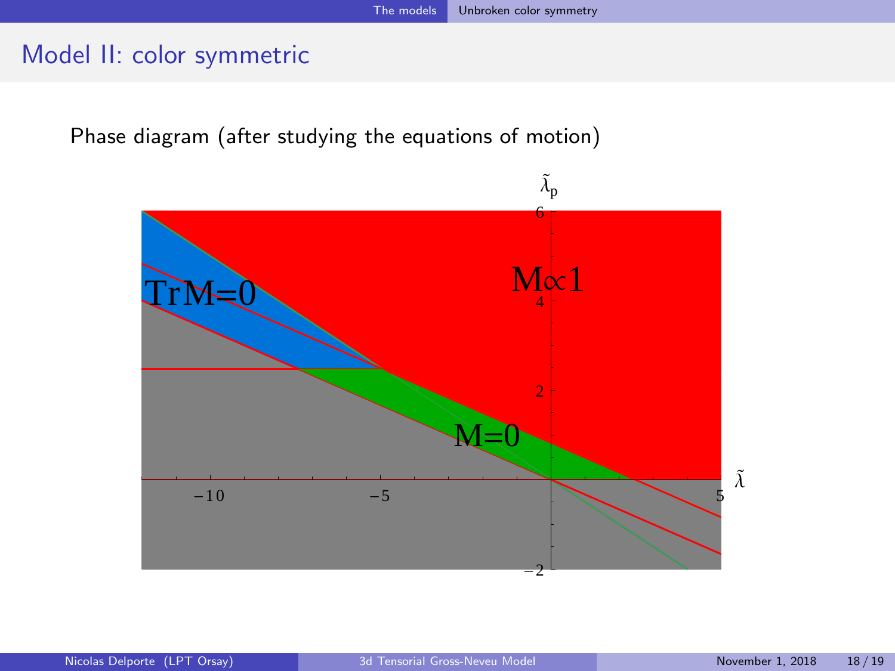## Model II: color symmetric

Phase diagram (after studying the equations of motion)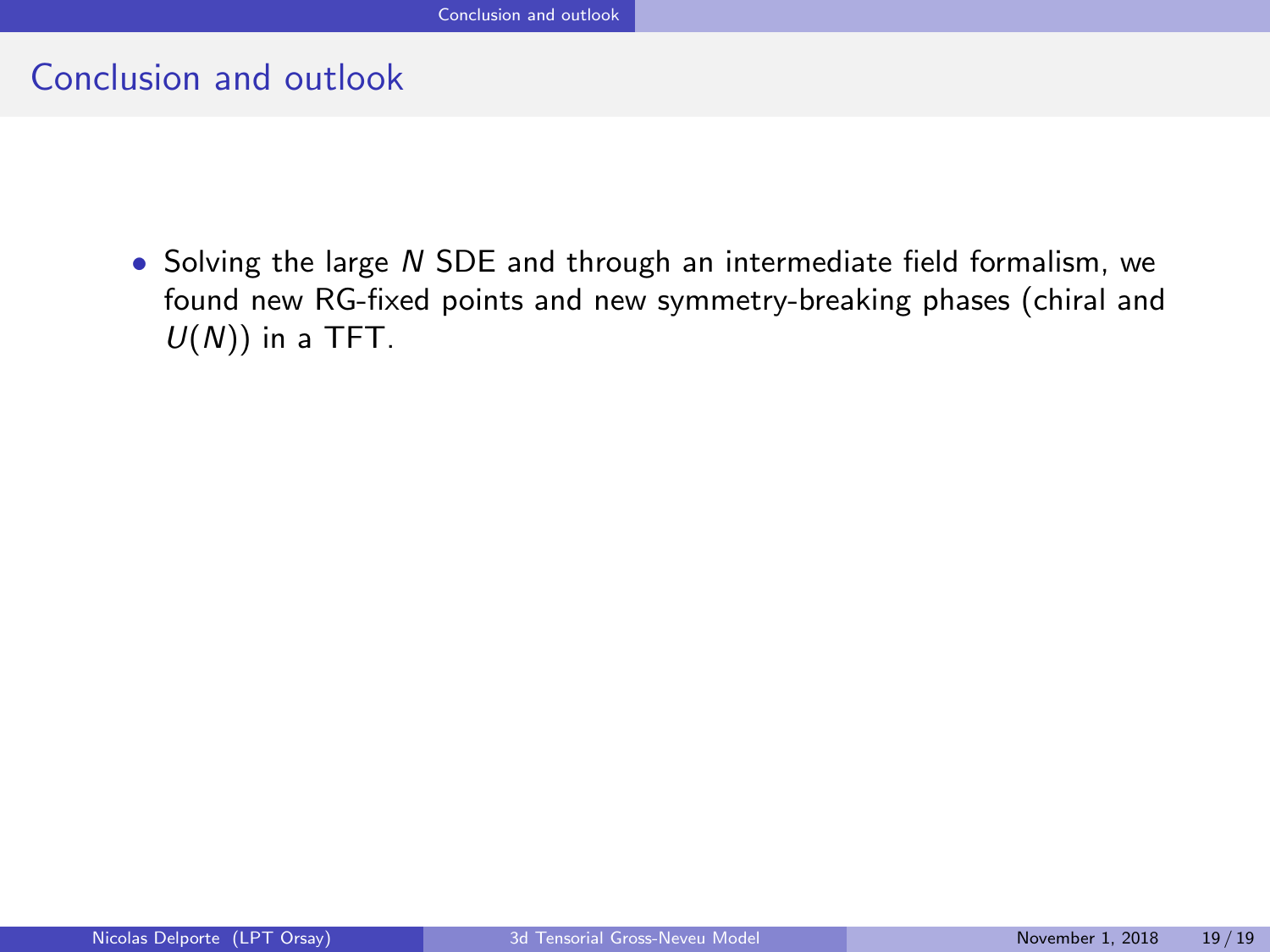## Conclusion and outlook

- Solving the large $N$ SDE and through an intermediate field formalism, we found new RG-fixed points and new symmetry-breaking phases (chiral and $U(N)$) in a TFT.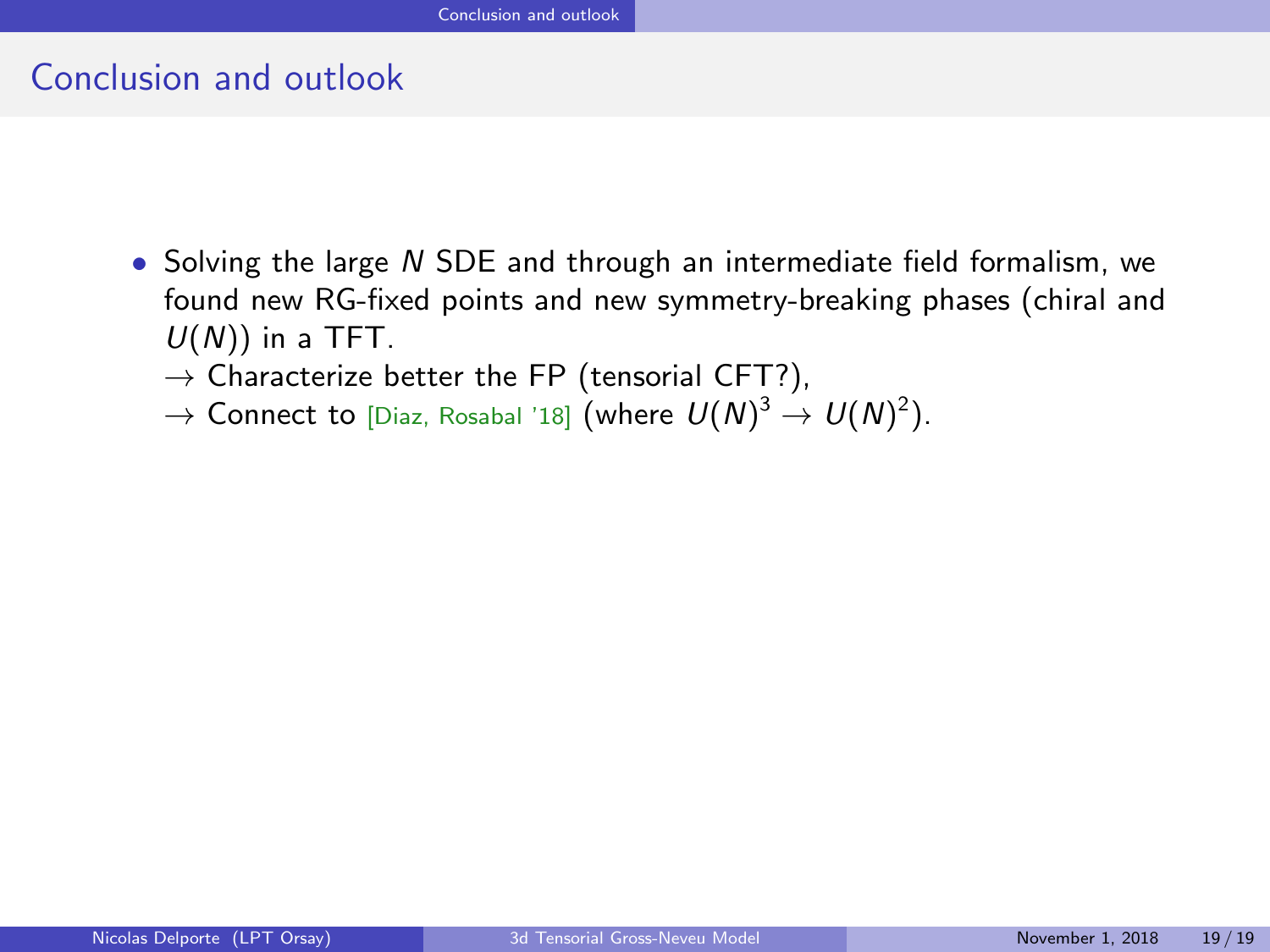# Conclusion and outlook

- Solving the large $N$ SDE and through an intermediate field formalism, we found new RG-fixed points and new symmetry-breaking phases (chiral and $U(N)$) in a TFT.

  $\rightarrow$ Characterize better the FP (tensorial CFT?),

  $\rightarrow$ Connect to [Diaz, Rosabal '18] (where $U(N)^3 \rightarrow U(N)^2$).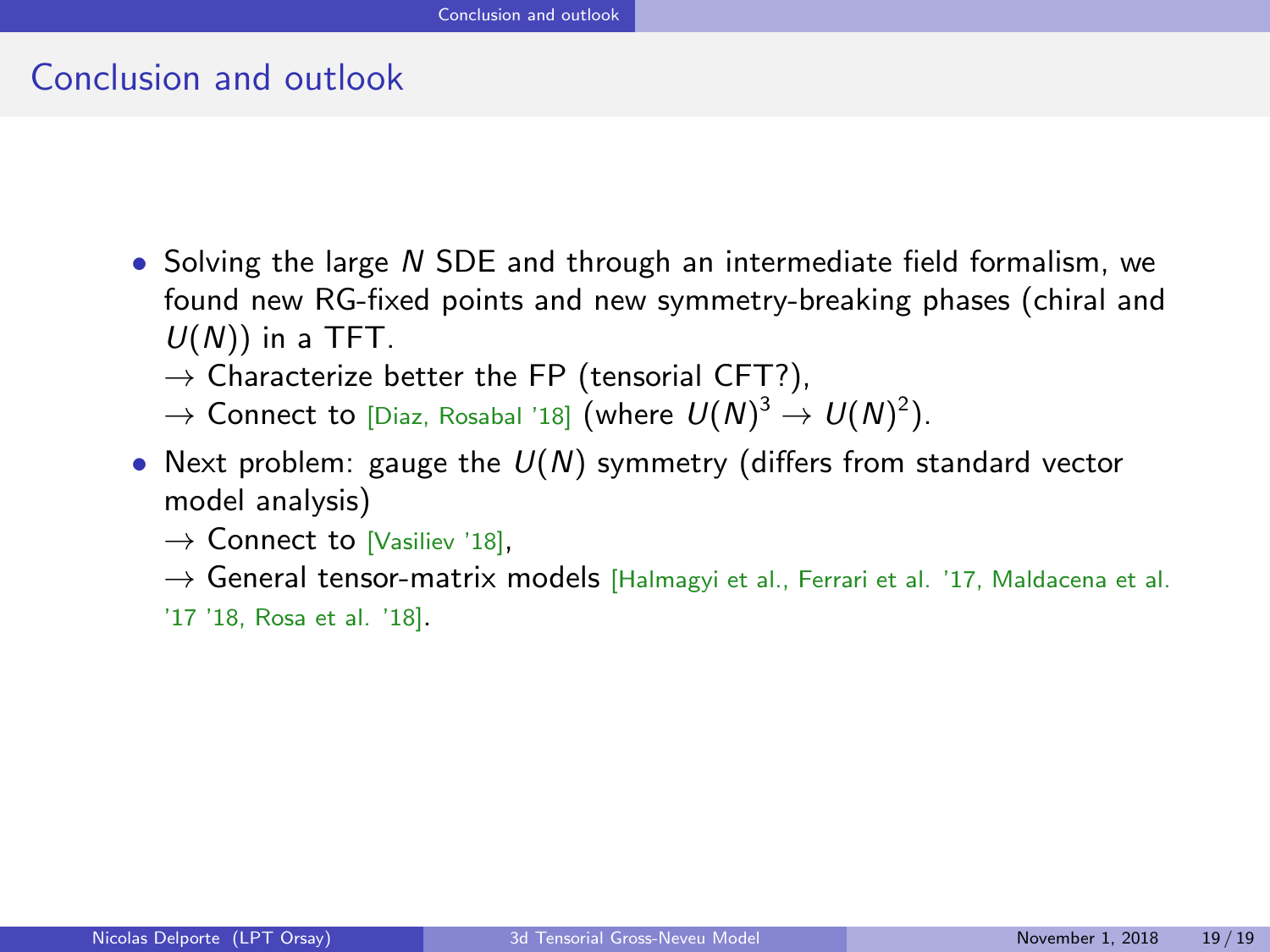## Conclusion and outlook

- Solving the large $N$ SDE and through an intermediate field formalism, we found new RG-fixed points and new symmetry-breaking phases (chiral and $U(N)$) in a TFT.
  - $\rightarrow$ Characterize better the FP (tensorial CFT?),
  - $\rightarrow$ Connect to [Diaz, Rosabal '18] (where $U(N)^3 \rightarrow U(N)^2$).
- Next problem: gauge the $U(N)$ symmetry (differs from standard vector model analysis)
  - $\rightarrow$ Connect to [Vasiliev '18],
  - $\rightarrow$ General tensor-matrix models [Halmagyi et al., Ferrari et al. '17, Maldacena et al. '17 '18, Rosa et al. '18].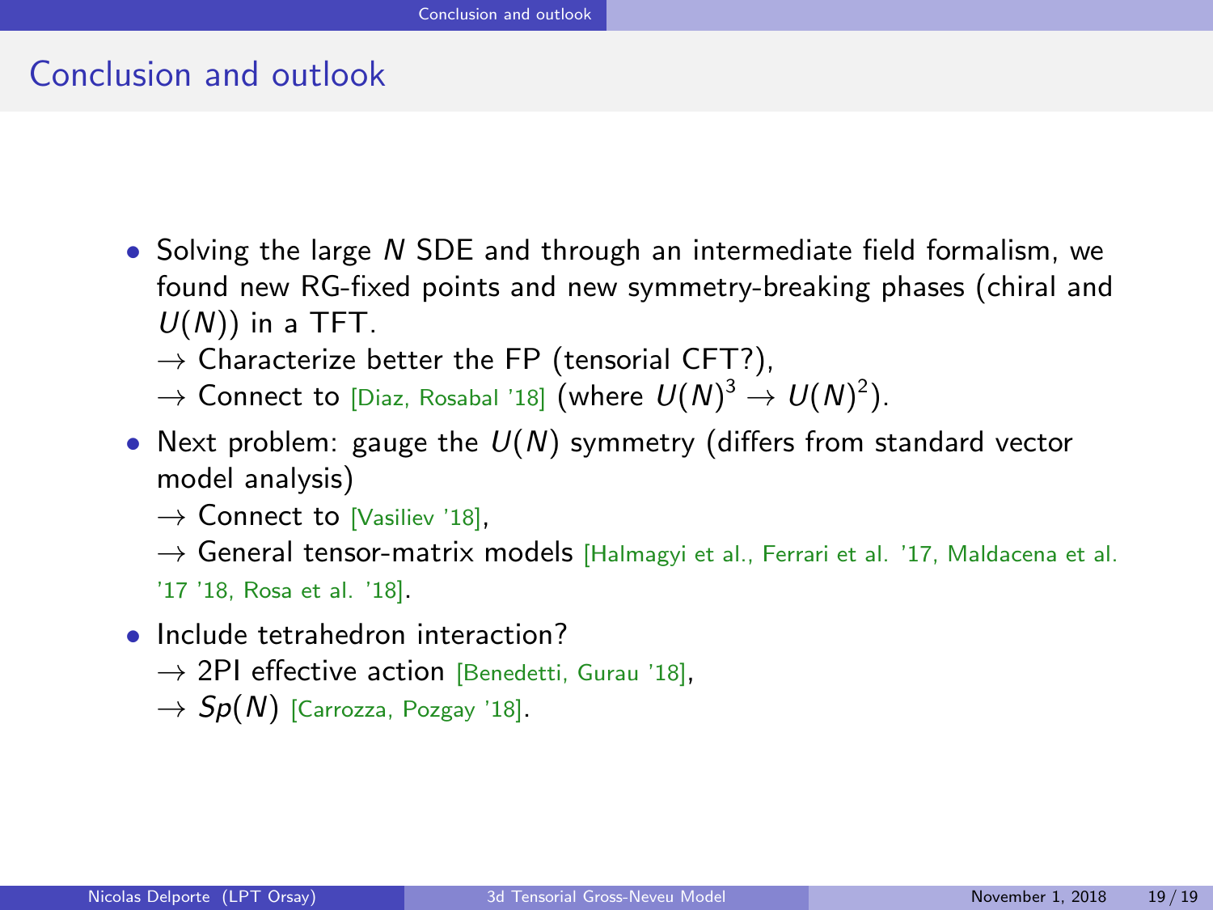# Conclusion and outlook

- Solving the large $N$ SDE and through an intermediate field formalism, we found new RG-fixed points and new symmetry-breaking phases (chiral and $U(N)$) in a TFT.
  - $\rightarrow$ Characterize better the FP (tensorial CFT?),
  - $\rightarrow$ Connect to [Diaz, Rosabal '18] (where $U(N)^3 \rightarrow U(N)^2$).
- Next problem: gauge the $U(N)$ symmetry (differs from standard vector model analysis)
  - $\rightarrow$ Connect to [Vasiliev '18],
  - $\rightarrow$ General tensor-matrix models [Halmagyi et al., Ferrari et al. '17, Maldacena et al. '17 '18, Rosa et al. '18].
- Include tetrahedron interaction?
  - $\rightarrow$ 2PI effective action [Benedetti, Gurau '18],
  - $\rightarrow$ $Sp(N)$ [Carrozza, Pozgay '18].